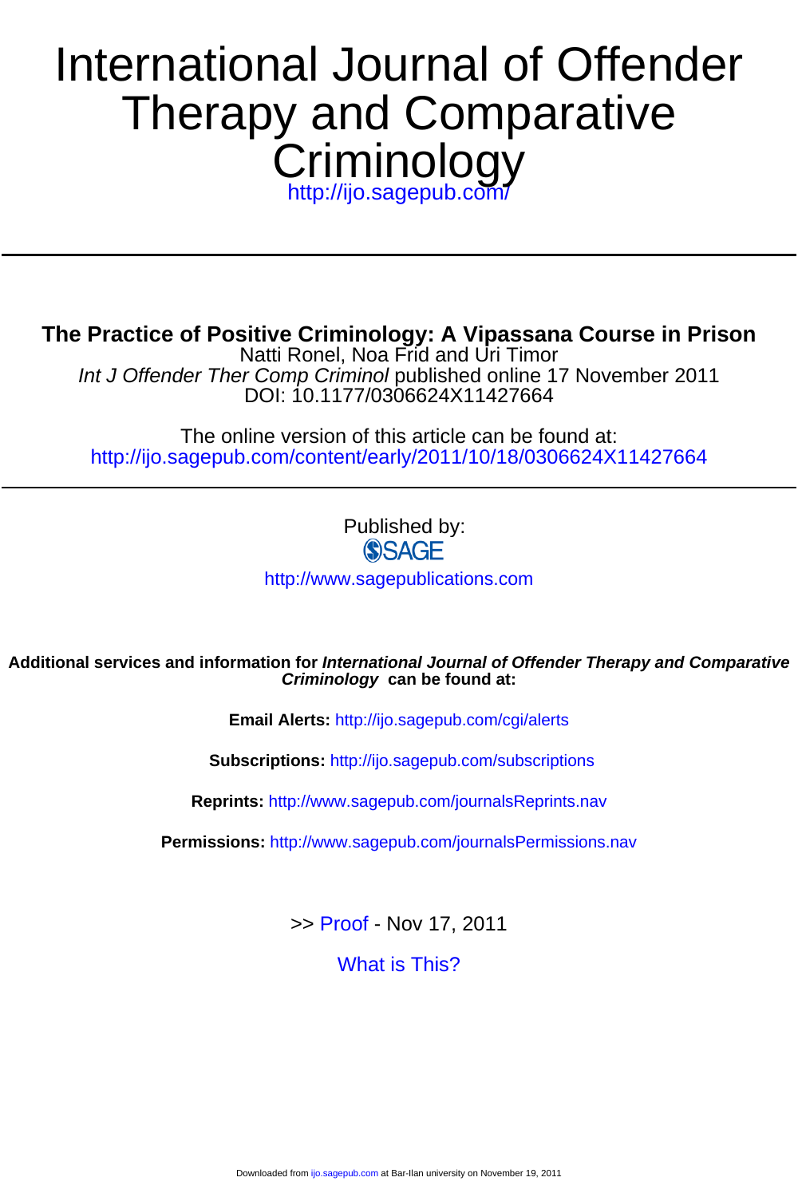# International Journal of Offender Therapy and Comparative Criminology

http://ijo.sagepub.com/

---

## The Practice of Positive Criminology: A Vipassana Course in Prison

Natti Ronel, Noa Frid and Uri Timor

*Int J Offender Ther Comp Criminol* published online 17 November 2011

DOI: 10.1177/0306624X11427664

The online version of this article can be found at:

http://ijo.sagepub.com/content/early/2011/10/18/0306624X11427664

---

Published by:

SAGE

http://www.sagepublications.com

**Additional services and information for *International Journal of Offender Therapy and Comparative Criminology* can be found at:**

**Email Alerts:** http://ijo.sagepub.com/cgi/alerts

**Subscriptions:** http://ijo.sagepub.com/subscriptions

**Reprints:** http://www.sagepub.com/journalsReprints.nav

**Permissions:** http://www.sagepub.com/journalsPermissions.nav

>> Proof - Nov 17, 2011

What is This?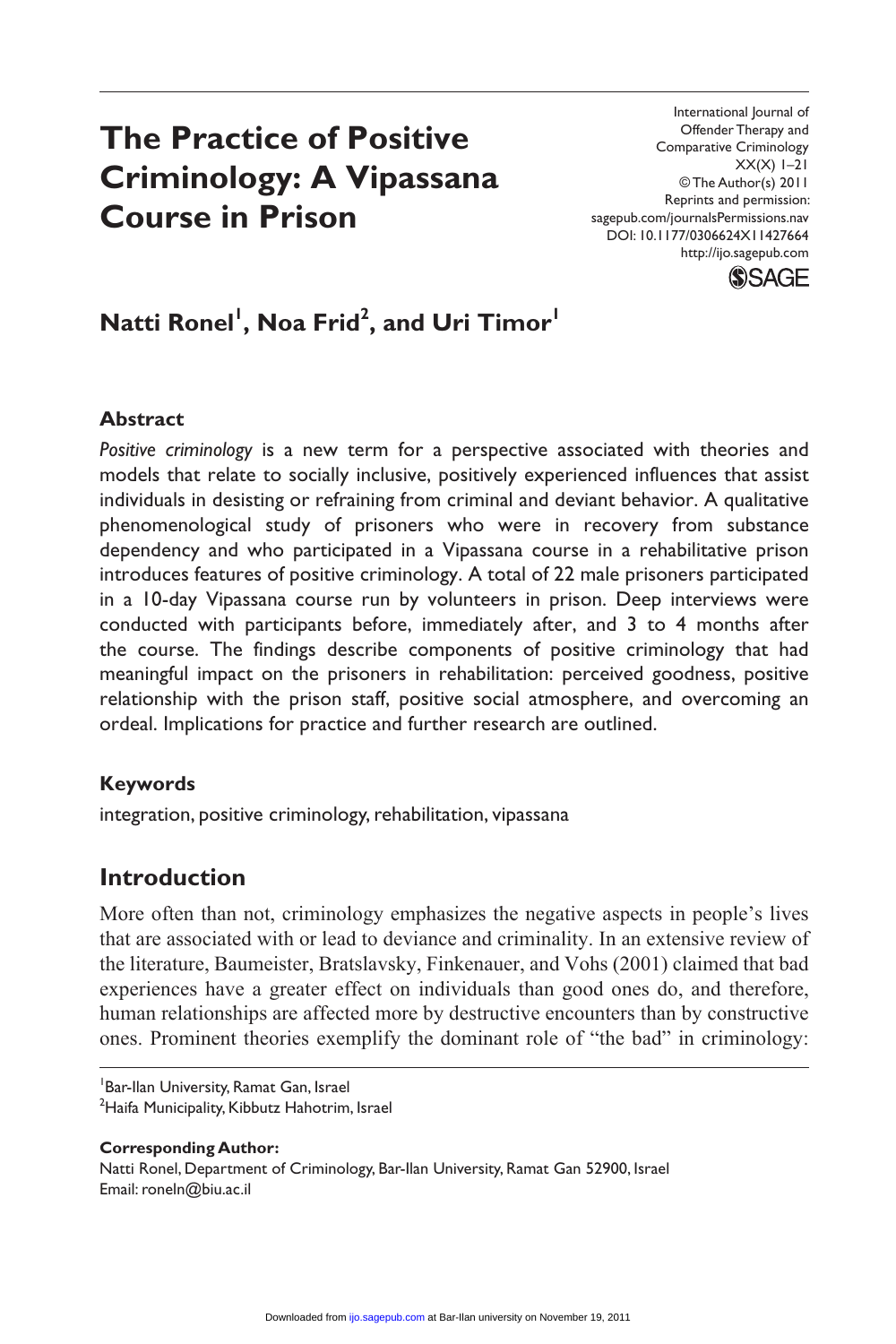# The Practice of Positive Criminology: A Vipassana Course in Prison

International Journal of Offender Therapy and Comparative Criminology
XX(X) 1–21
© The Author(s) 2011
Reprints and permission: sagepub.com/journalsPermissions.nav
DOI: 10.1177/0306624X11427664
http://ijo.sagepub.com

**Natti Ronel[1], Noa Frid[2], and Uri Timor[1]**

## Abstract

*Positive criminology* is a new term for a perspective associated with theories and models that relate to socially inclusive, positively experienced influences that assist individuals in desisting or refraining from criminal and deviant behavior. A qualitative phenomenological study of prisoners who were in recovery from substance dependency and who participated in a Vipassana course in a rehabilitative prison introduces features of positive criminology. A total of 22 male prisoners participated in a 10-day Vipassana course run by volunteers in prison. Deep interviews were conducted with participants before, immediately after, and 3 to 4 months after the course. The findings describe components of positive criminology that had meaningful impact on the prisoners in rehabilitation: perceived goodness, positive relationship with the prison staff, positive social atmosphere, and overcoming an ordeal. Implications for practice and further research are outlined.

## Keywords

integration, positive criminology, rehabilitation, vipassana

## Introduction

More often than not, criminology emphasizes the negative aspects in people's lives that are associated with or lead to deviance and criminality. In an extensive review of the literature, Baumeister, Bratslavsky, Finkenauer, and Vohs (2001) claimed that bad experiences have a greater effect on individuals than good ones do, and therefore, human relationships are affected more by destructive encounters than by constructive ones. Prominent theories exemplify the dominant role of "the bad" in criminology:

[1]Bar-Ilan University, Ramat Gan, Israel
[2]Haifa Municipality, Kibbutz Hahotrim, Israel

**Corresponding Author:**
Natti Ronel, Department of Criminology, Bar-Ilan University, Ramat Gan 52900, Israel
Email: roneln@biu.ac.il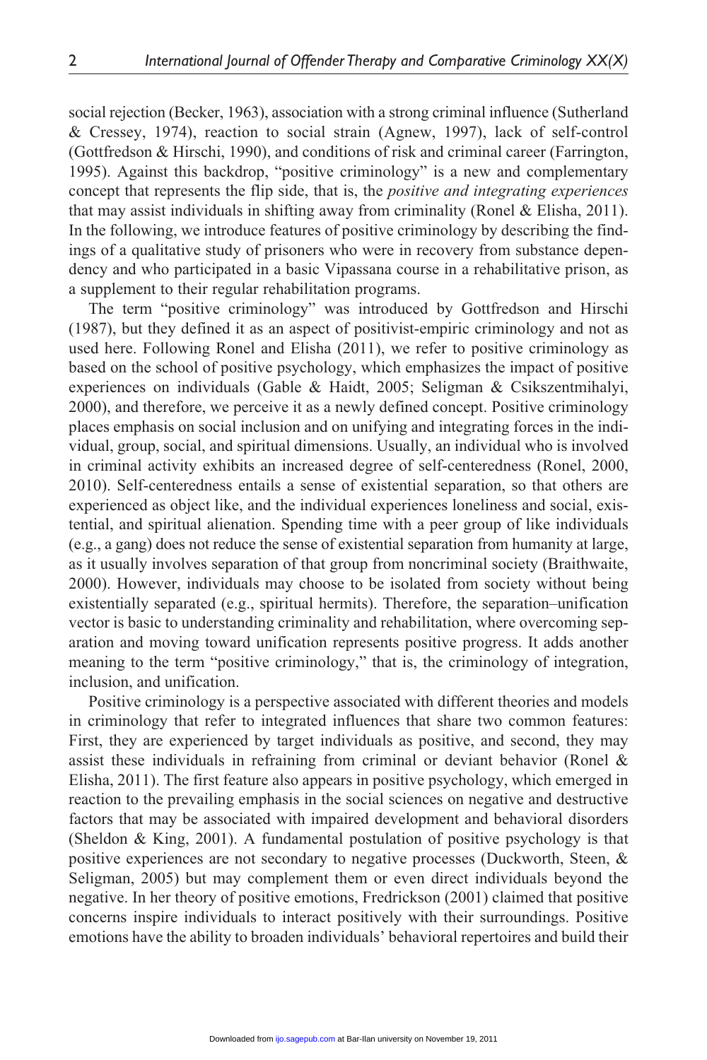social rejection (Becker, 1963), association with a strong criminal influence (Sutherland & Cressey, 1974), reaction to social strain (Agnew, 1997), lack of self-control (Gottfredson & Hirschi, 1990), and conditions of risk and criminal career (Farrington, 1995). Against this backdrop, "positive criminology" is a new and complementary concept that represents the flip side, that is, the *positive and integrating experiences* that may assist individuals in shifting away from criminality (Ronel & Elisha, 2011). In the following, we introduce features of positive criminology by describing the findings of a qualitative study of prisoners who were in recovery from substance dependency and who participated in a basic Vipassana course in a rehabilitative prison, as a supplement to their regular rehabilitation programs.

The term "positive criminology" was introduced by Gottfredson and Hirschi (1987), but they defined it as an aspect of positivist-empiric criminology and not as used here. Following Ronel and Elisha (2011), we refer to positive criminology as based on the school of positive psychology, which emphasizes the impact of positive experiences on individuals (Gable & Haidt, 2005; Seligman & Csikszentmihalyi, 2000), and therefore, we perceive it as a newly defined concept. Positive criminology places emphasis on social inclusion and on unifying and integrating forces in the individual, group, social, and spiritual dimensions. Usually, an individual who is involved in criminal activity exhibits an increased degree of self-centeredness (Ronel, 2000, 2010). Self-centeredness entails a sense of existential separation, so that others are experienced as object like, and the individual experiences loneliness and social, existential, and spiritual alienation. Spending time with a peer group of like individuals (e.g., a gang) does not reduce the sense of existential separation from humanity at large, as it usually involves separation of that group from noncriminal society (Braithwaite, 2000). However, individuals may choose to be isolated from society without being existentially separated (e.g., spiritual hermits). Therefore, the separation–unification vector is basic to understanding criminality and rehabilitation, where overcoming separation and moving toward unification represents positive progress. It adds another meaning to the term "positive criminology," that is, the criminology of integration, inclusion, and unification.

Positive criminology is a perspective associated with different theories and models in criminology that refer to integrated influences that share two common features: First, they are experienced by target individuals as positive, and second, they may assist these individuals in refraining from criminal or deviant behavior (Ronel & Elisha, 2011). The first feature also appears in positive psychology, which emerged in reaction to the prevailing emphasis in the social sciences on negative and destructive factors that may be associated with impaired development and behavioral disorders (Sheldon & King, 2001). A fundamental postulation of positive psychology is that positive experiences are not secondary to negative processes (Duckworth, Steen, & Seligman, 2005) but may complement them or even direct individuals beyond the negative. In her theory of positive emotions, Fredrickson (2001) claimed that positive concerns inspire individuals to interact positively with their surroundings. Positive emotions have the ability to broaden individuals' behavioral repertoires and build their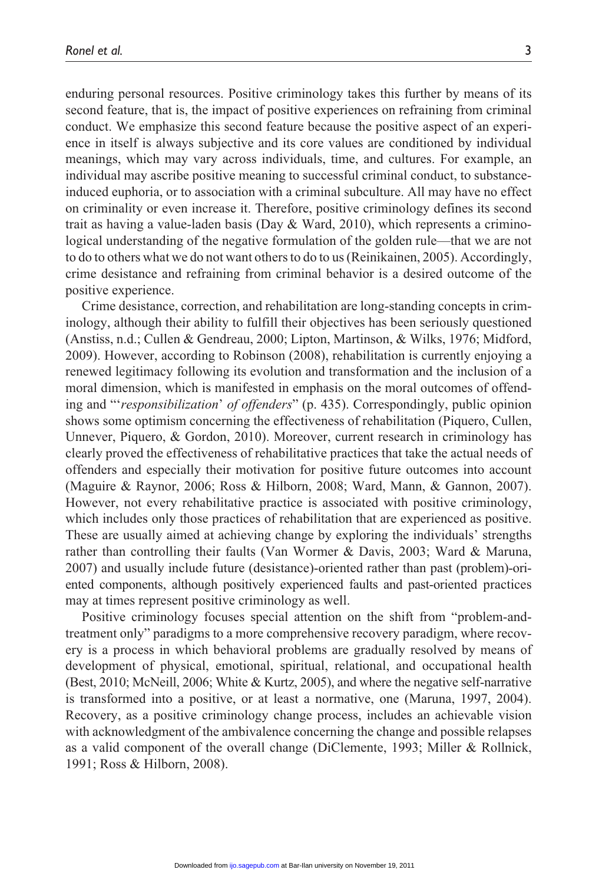enduring personal resources. Positive criminology takes this further by means of its second feature, that is, the impact of positive experiences on refraining from criminal conduct. We emphasize this second feature because the positive aspect of an experience in itself is always subjective and its core values are conditioned by individual meanings, which may vary across individuals, time, and cultures. For example, an individual may ascribe positive meaning to successful criminal conduct, to substance-induced euphoria, or to association with a criminal subculture. All may have no effect on criminality or even increase it. Therefore, positive criminology defines its second trait as having a value-laden basis (Day & Ward, 2010), which represents a criminological understanding of the negative formulation of the golden rule—that we are not to do to others what we do not want others to do to us (Reinikainen, 2005). Accordingly, crime desistance and refraining from criminal behavior is a desired outcome of the positive experience.

Crime desistance, correction, and rehabilitation are long-standing concepts in criminology, although their ability to fulfill their objectives has been seriously questioned (Anstiss, n.d.; Cullen & Gendreau, 2000; Lipton, Martinson, & Wilks, 1976; Midford, 2009). However, according to Robinson (2008), rehabilitation is currently enjoying a renewed legitimacy following its evolution and transformation and the inclusion of a moral dimension, which is manifested in emphasis on the moral outcomes of offending and "'*responsibilization*' *of offenders*" (p. 435). Correspondingly, public opinion shows some optimism concerning the effectiveness of rehabilitation (Piquero, Cullen, Unnever, Piquero, & Gordon, 2010). Moreover, current research in criminology has clearly proved the effectiveness of rehabilitative practices that take the actual needs of offenders and especially their motivation for positive future outcomes into account (Maguire & Raynor, 2006; Ross & Hilborn, 2008; Ward, Mann, & Gannon, 2007). However, not every rehabilitative practice is associated with positive criminology, which includes only those practices of rehabilitation that are experienced as positive. These are usually aimed at achieving change by exploring the individuals' strengths rather than controlling their faults (Van Wormer & Davis, 2003; Ward & Maruna, 2007) and usually include future (desistance)-oriented rather than past (problem)-oriented components, although positively experienced faults and past-oriented practices may at times represent positive criminology as well.

Positive criminology focuses special attention on the shift from "problem-and-treatment only" paradigms to a more comprehensive recovery paradigm, where recovery is a process in which behavioral problems are gradually resolved by means of development of physical, emotional, spiritual, relational, and occupational health (Best, 2010; McNeill, 2006; White & Kurtz, 2005), and where the negative self-narrative is transformed into a positive, or at least a normative, one (Maruna, 1997, 2004). Recovery, as a positive criminology change process, includes an achievable vision with acknowledgment of the ambivalence concerning the change and possible relapses as a valid component of the overall change (DiClemente, 1993; Miller & Rollnick, 1991; Ross & Hilborn, 2008).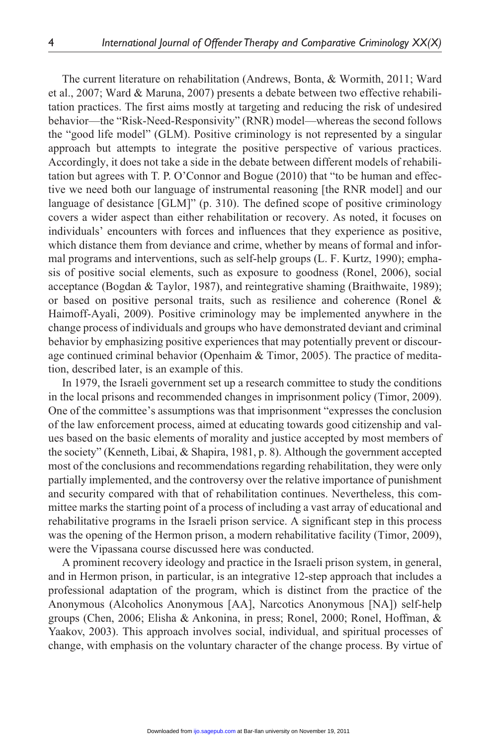The current literature on rehabilitation (Andrews, Bonta, & Wormith, 2011; Ward et al., 2007; Ward & Maruna, 2007) presents a debate between two effective rehabilitation practices. The first aims mostly at targeting and reducing the risk of undesired behavior—the "Risk-Need-Responsivity" (RNR) model—whereas the second follows the "good life model" (GLM). Positive criminology is not represented by a singular approach but attempts to integrate the positive perspective of various practices. Accordingly, it does not take a side in the debate between different models of rehabilitation but agrees with T. P. O'Connor and Bogue (2010) that "to be human and effective we need both our language of instrumental reasoning [the RNR model] and our language of desistance [GLM]" (p. 310). The defined scope of positive criminology covers a wider aspect than either rehabilitation or recovery. As noted, it focuses on individuals' encounters with forces and influences that they experience as positive, which distance them from deviance and crime, whether by means of formal and informal programs and interventions, such as self-help groups (L. F. Kurtz, 1990); emphasis of positive social elements, such as exposure to goodness (Ronel, 2006), social acceptance (Bogdan & Taylor, 1987), and reintegrative shaming (Braithwaite, 1989); or based on positive personal traits, such as resilience and coherence (Ronel & Haimoff-Ayali, 2009). Positive criminology may be implemented anywhere in the change process of individuals and groups who have demonstrated deviant and criminal behavior by emphasizing positive experiences that may potentially prevent or discourage continued criminal behavior (Openhaim & Timor, 2005). The practice of meditation, described later, is an example of this.

In 1979, the Israeli government set up a research committee to study the conditions in the local prisons and recommended changes in imprisonment policy (Timor, 2009). One of the committee's assumptions was that imprisonment "expresses the conclusion of the law enforcement process, aimed at educating towards good citizenship and values based on the basic elements of morality and justice accepted by most members of the society" (Kenneth, Libai, & Shapira, 1981, p. 8). Although the government accepted most of the conclusions and recommendations regarding rehabilitation, they were only partially implemented, and the controversy over the relative importance of punishment and security compared with that of rehabilitation continues. Nevertheless, this committee marks the starting point of a process of including a vast array of educational and rehabilitative programs in the Israeli prison service. A significant step in this process was the opening of the Hermon prison, a modern rehabilitative facility (Timor, 2009), were the Vipassana course discussed here was conducted.

A prominent recovery ideology and practice in the Israeli prison system, in general, and in Hermon prison, in particular, is an integrative 12-step approach that includes a professional adaptation of the program, which is distinct from the practice of the Anonymous (Alcoholics Anonymous [AA], Narcotics Anonymous [NA]) self-help groups (Chen, 2006; Elisha & Ankonina, in press; Ronel, 2000; Ronel, Hoffman, & Yaakov, 2003). This approach involves social, individual, and spiritual processes of change, with emphasis on the voluntary character of the change process. By virtue of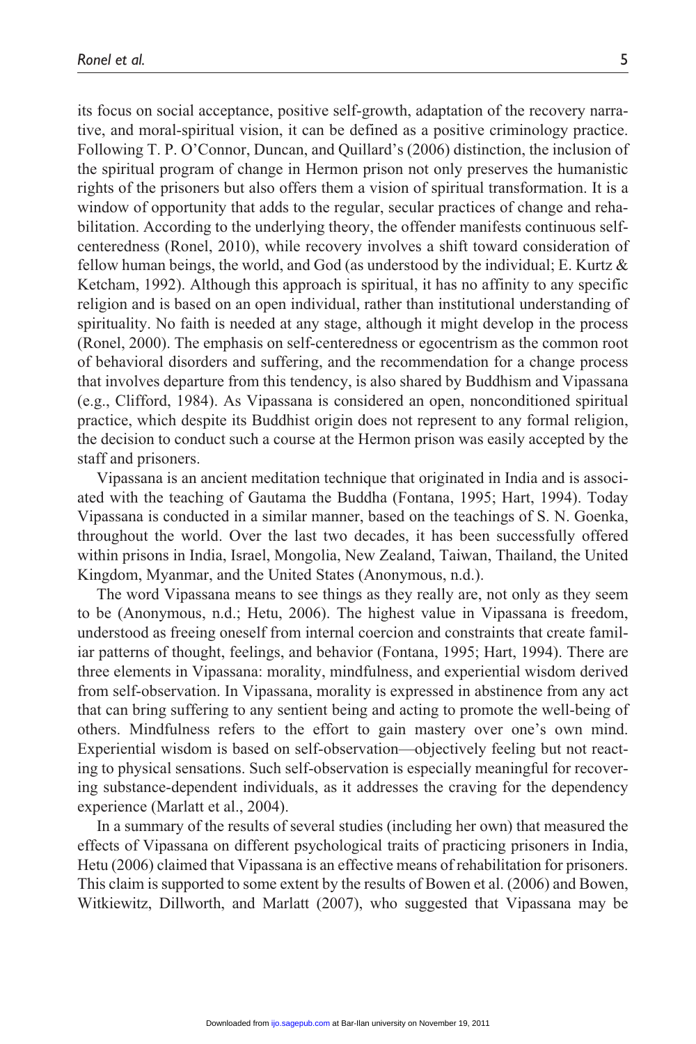its focus on social acceptance, positive self-growth, adaptation of the recovery narrative, and moral-spiritual vision, it can be defined as a positive criminology practice. Following T. P. O'Connor, Duncan, and Quillard's (2006) distinction, the inclusion of the spiritual program of change in Hermon prison not only preserves the humanistic rights of the prisoners but also offers them a vision of spiritual transformation. It is a window of opportunity that adds to the regular, secular practices of change and rehabilitation. According to the underlying theory, the offender manifests continuous self-centeredness (Ronel, 2010), while recovery involves a shift toward consideration of fellow human beings, the world, and God (as understood by the individual; E. Kurtz & Ketcham, 1992). Although this approach is spiritual, it has no affinity to any specific religion and is based on an open individual, rather than institutional understanding of spirituality. No faith is needed at any stage, although it might develop in the process (Ronel, 2000). The emphasis on self-centeredness or egocentrism as the common root of behavioral disorders and suffering, and the recommendation for a change process that involves departure from this tendency, is also shared by Buddhism and Vipassana (e.g., Clifford, 1984). As Vipassana is considered an open, nonconditioned spiritual practice, which despite its Buddhist origin does not represent to any formal religion, the decision to conduct such a course at the Hermon prison was easily accepted by the staff and prisoners.

Vipassana is an ancient meditation technique that originated in India and is associated with the teaching of Gautama the Buddha (Fontana, 1995; Hart, 1994). Today Vipassana is conducted in a similar manner, based on the teachings of S. N. Goenka, throughout the world. Over the last two decades, it has been successfully offered within prisons in India, Israel, Mongolia, New Zealand, Taiwan, Thailand, the United Kingdom, Myanmar, and the United States (Anonymous, n.d.).

The word Vipassana means to see things as they really are, not only as they seem to be (Anonymous, n.d.; Hetu, 2006). The highest value in Vipassana is freedom, understood as freeing oneself from internal coercion and constraints that create familiar patterns of thought, feelings, and behavior (Fontana, 1995; Hart, 1994). There are three elements in Vipassana: morality, mindfulness, and experiential wisdom derived from self-observation. In Vipassana, morality is expressed in abstinence from any act that can bring suffering to any sentient being and acting to promote the well-being of others. Mindfulness refers to the effort to gain mastery over one's own mind. Experiential wisdom is based on self-observation—objectively feeling but not reacting to physical sensations. Such self-observation is especially meaningful for recovering substance-dependent individuals, as it addresses the craving for the dependency experience (Marlatt et al., 2004).

In a summary of the results of several studies (including her own) that measured the effects of Vipassana on different psychological traits of practicing prisoners in India, Hetu (2006) claimed that Vipassana is an effective means of rehabilitation for prisoners. This claim is supported to some extent by the results of Bowen et al. (2006) and Bowen, Witkiewitz, Dillworth, and Marlatt (2007), who suggested that Vipassana may be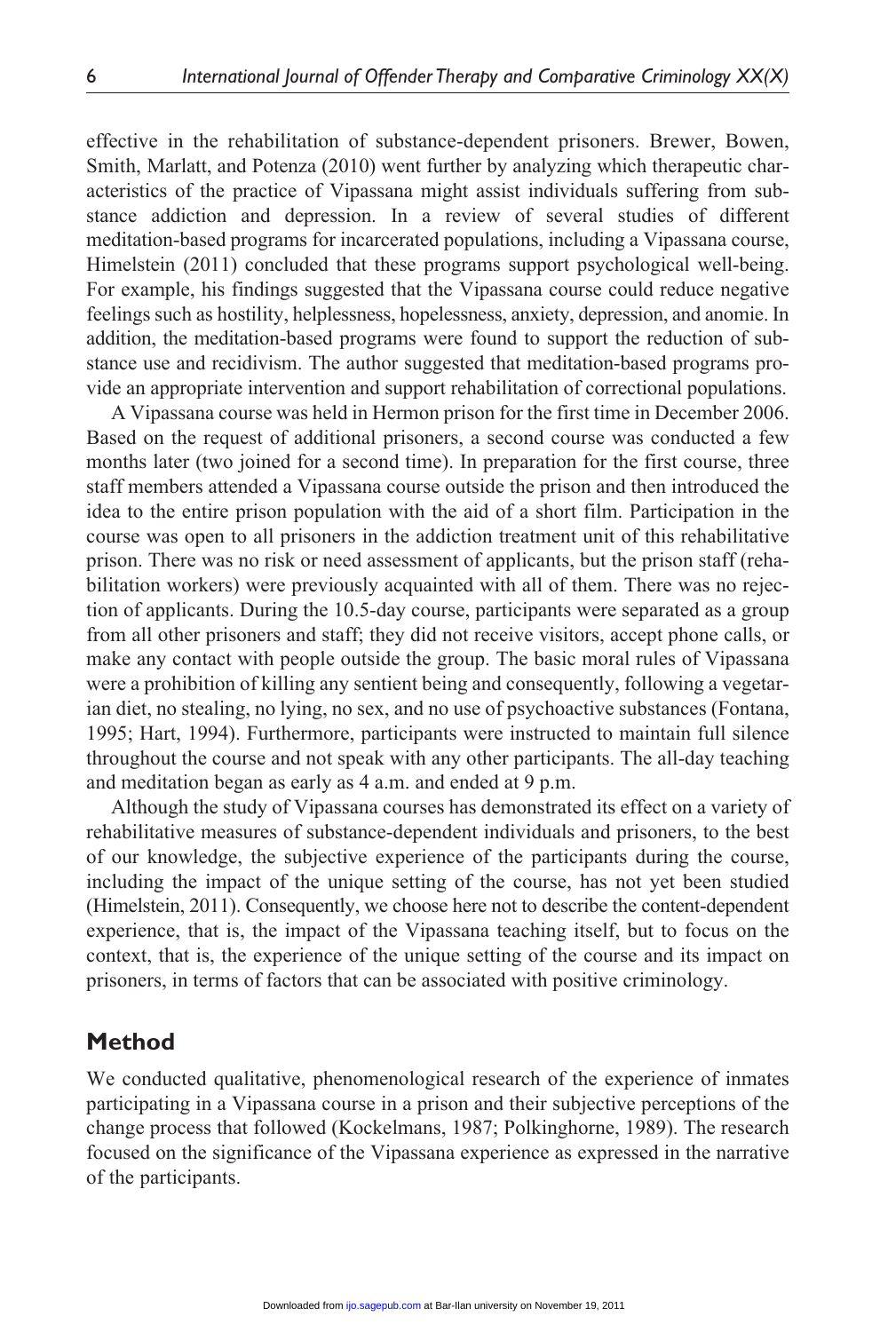effective in the rehabilitation of substance-dependent prisoners. Brewer, Bowen, Smith, Marlatt, and Potenza (2010) went further by analyzing which therapeutic characteristics of the practice of Vipassana might assist individuals suffering from substance addiction and depression. In a review of several studies of different meditation-based programs for incarcerated populations, including a Vipassana course, Himelstein (2011) concluded that these programs support psychological well-being. For example, his findings suggested that the Vipassana course could reduce negative feelings such as hostility, helplessness, hopelessness, anxiety, depression, and anomie. In addition, the meditation-based programs were found to support the reduction of substance use and recidivism. The author suggested that meditation-based programs provide an appropriate intervention and support rehabilitation of correctional populations.

A Vipassana course was held in Hermon prison for the first time in December 2006. Based on the request of additional prisoners, a second course was conducted a few months later (two joined for a second time). In preparation for the first course, three staff members attended a Vipassana course outside the prison and then introduced the idea to the entire prison population with the aid of a short film. Participation in the course was open to all prisoners in the addiction treatment unit of this rehabilitative prison. There was no risk or need assessment of applicants, but the prison staff (rehabilitation workers) were previously acquainted with all of them. There was no rejection of applicants. During the 10.5-day course, participants were separated as a group from all other prisoners and staff; they did not receive visitors, accept phone calls, or make any contact with people outside the group. The basic moral rules of Vipassana were a prohibition of killing any sentient being and consequently, following a vegetarian diet, no stealing, no lying, no sex, and no use of psychoactive substances (Fontana, 1995; Hart, 1994). Furthermore, participants were instructed to maintain full silence throughout the course and not speak with any other participants. The all-day teaching and meditation began as early as 4 a.m. and ended at 9 p.m.

Although the study of Vipassana courses has demonstrated its effect on a variety of rehabilitative measures of substance-dependent individuals and prisoners, to the best of our knowledge, the subjective experience of the participants during the course, including the impact of the unique setting of the course, has not yet been studied (Himelstein, 2011). Consequently, we choose here not to describe the content-dependent experience, that is, the impact of the Vipassana teaching itself, but to focus on the context, that is, the experience of the unique setting of the course and its impact on prisoners, in terms of factors that can be associated with positive criminology.

## Method

We conducted qualitative, phenomenological research of the experience of inmates participating in a Vipassana course in a prison and their subjective perceptions of the change process that followed (Kockelmans, 1987; Polkinghorne, 1989). The research focused on the significance of the Vipassana experience as expressed in the narrative of the participants.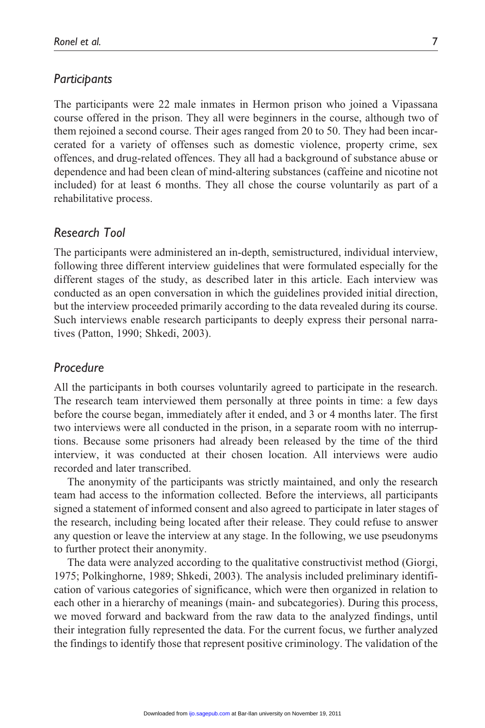### *Participants*

The participants were 22 male inmates in Hermon prison who joined a Vipassana course offered in the prison. They all were beginners in the course, although two of them rejoined a second course. Their ages ranged from 20 to 50. They had been incarcerated for a variety of offenses such as domestic violence, property crime, sex offences, and drug-related offences. They all had a background of substance abuse or dependence and had been clean of mind-altering substances (caffeine and nicotine not included) for at least 6 months. They all chose the course voluntarily as part of a rehabilitative process.

### *Research Tool*

The participants were administered an in-depth, semistructured, individual interview, following three different interview guidelines that were formulated especially for the different stages of the study, as described later in this article. Each interview was conducted as an open conversation in which the guidelines provided initial direction, but the interview proceeded primarily according to the data revealed during its course. Such interviews enable research participants to deeply express their personal narratives (Patton, 1990; Shkedi, 2003).

### *Procedure*

All the participants in both courses voluntarily agreed to participate in the research. The research team interviewed them personally at three points in time: a few days before the course began, immediately after it ended, and 3 or 4 months later. The first two interviews were all conducted in the prison, in a separate room with no interruptions. Because some prisoners had already been released by the time of the third interview, it was conducted at their chosen location. All interviews were audio recorded and later transcribed.

The anonymity of the participants was strictly maintained, and only the research team had access to the information collected. Before the interviews, all participants signed a statement of informed consent and also agreed to participate in later stages of the research, including being located after their release. They could refuse to answer any question or leave the interview at any stage. In the following, we use pseudonyms to further protect their anonymity.

The data were analyzed according to the qualitative constructivist method (Giorgi, 1975; Polkinghorne, 1989; Shkedi, 2003). The analysis included preliminary identification of various categories of significance, which were then organized in relation to each other in a hierarchy of meanings (main- and subcategories). During this process, we moved forward and backward from the raw data to the analyzed findings, until their integration fully represented the data. For the current focus, we further analyzed the findings to identify those that represent positive criminology. The validation of the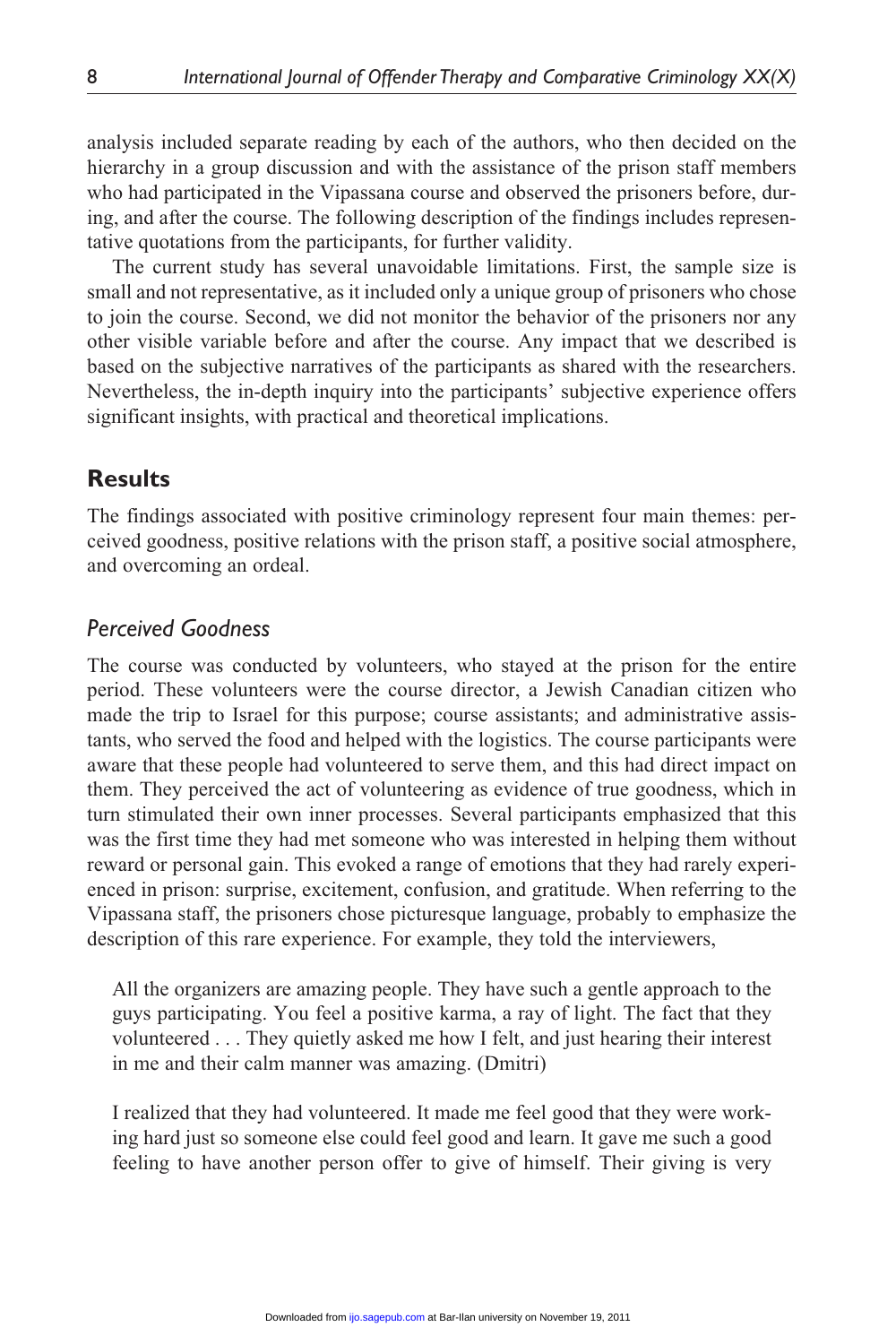analysis included separate reading by each of the authors, who then decided on the hierarchy in a group discussion and with the assistance of the prison staff members who had participated in the Vipassana course and observed the prisoners before, during, and after the course. The following description of the findings includes representative quotations from the participants, for further validity.

The current study has several unavoidable limitations. First, the sample size is small and not representative, as it included only a unique group of prisoners who chose to join the course. Second, we did not monitor the behavior of the prisoners nor any other visible variable before and after the course. Any impact that we described is based on the subjective narratives of the participants as shared with the researchers. Nevertheless, the in-depth inquiry into the participants' subjective experience offers significant insights, with practical and theoretical implications.

## Results

The findings associated with positive criminology represent four main themes: perceived goodness, positive relations with the prison staff, a positive social atmosphere, and overcoming an ordeal.

### *Perceived Goodness*

The course was conducted by volunteers, who stayed at the prison for the entire period. These volunteers were the course director, a Jewish Canadian citizen who made the trip to Israel for this purpose; course assistants; and administrative assistants, who served the food and helped with the logistics. The course participants were aware that these people had volunteered to serve them, and this had direct impact on them. They perceived the act of volunteering as evidence of true goodness, which in turn stimulated their own inner processes. Several participants emphasized that this was the first time they had met someone who was interested in helping them without reward or personal gain. This evoked a range of emotions that they had rarely experienced in prison: surprise, excitement, confusion, and gratitude. When referring to the Vipassana staff, the prisoners chose picturesque language, probably to emphasize the description of this rare experience. For example, they told the interviewers,

> All the organizers are amazing people. They have such a gentle approach to the guys participating. You feel a positive karma, a ray of light. The fact that they volunteered . . . They quietly asked me how I felt, and just hearing their interest in me and their calm manner was amazing. (Dmitri)

> I realized that they had volunteered. It made me feel good that they were working hard just so someone else could feel good and learn. It gave me such a good feeling to have another person offer to give of himself. Their giving is very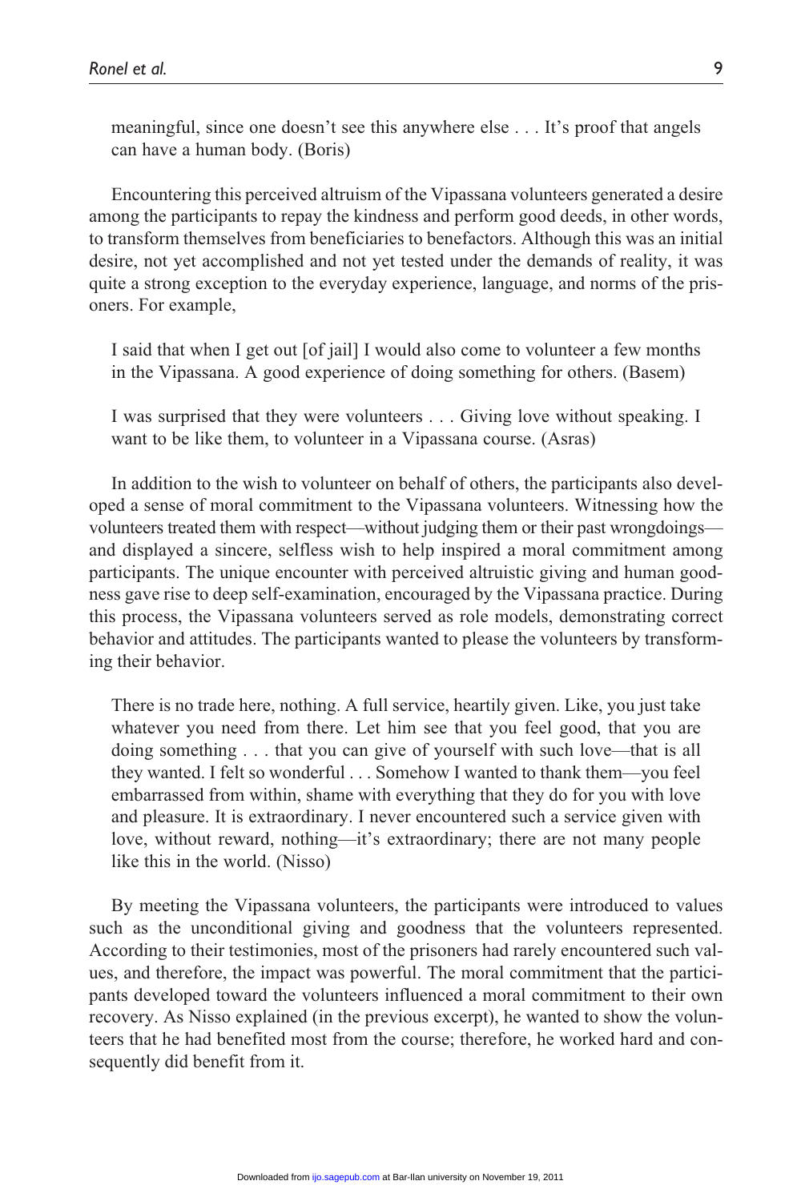meaningful, since one doesn't see this anywhere else . . . It's proof that angels can have a human body. (Boris)

Encountering this perceived altruism of the Vipassana volunteers generated a desire among the participants to repay the kindness and perform good deeds, in other words, to transform themselves from beneficiaries to benefactors. Although this was an initial desire, not yet accomplished and not yet tested under the demands of reality, it was quite a strong exception to the everyday experience, language, and norms of the prisoners. For example,

> I said that when I get out [of jail] I would also come to volunteer a few months in the Vipassana. A good experience of doing something for others. (Basem)

> I was surprised that they were volunteers . . . Giving love without speaking. I want to be like them, to volunteer in a Vipassana course. (Asras)

In addition to the wish to volunteer on behalf of others, the participants also developed a sense of moral commitment to the Vipassana volunteers. Witnessing how the volunteers treated them with respect—without judging them or their past wrongdoings—and displayed a sincere, selfless wish to help inspired a moral commitment among participants. The unique encounter with perceived altruistic giving and human goodness gave rise to deep self-examination, encouraged by the Vipassana practice. During this process, the Vipassana volunteers served as role models, demonstrating correct behavior and attitudes. The participants wanted to please the volunteers by transforming their behavior.

> There is no trade here, nothing. A full service, heartily given. Like, you just take whatever you need from there. Let him see that you feel good, that you are doing something . . . that you can give of yourself with such love—that is all they wanted. I felt so wonderful . . . Somehow I wanted to thank them—you feel embarrassed from within, shame with everything that they do for you with love and pleasure. It is extraordinary. I never encountered such a service given with love, without reward, nothing—it's extraordinary; there are not many people like this in the world. (Nisso)

By meeting the Vipassana volunteers, the participants were introduced to values such as the unconditional giving and goodness that the volunteers represented. According to their testimonies, most of the prisoners had rarely encountered such values, and therefore, the impact was powerful. The moral commitment that the participants developed toward the volunteers influenced a moral commitment to their own recovery. As Nisso explained (in the previous excerpt), he wanted to show the volunteers that he had benefited most from the course; therefore, he worked hard and consequently did benefit from it.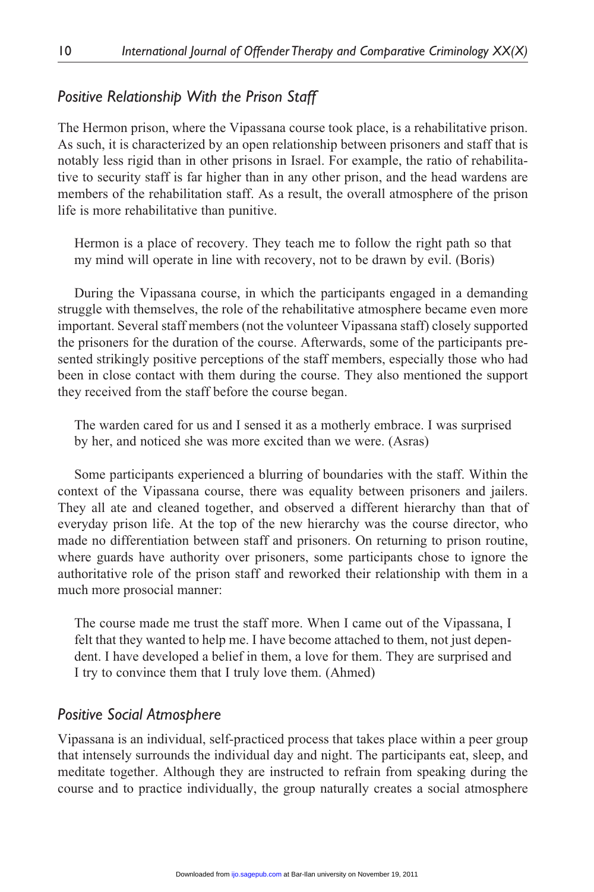### *Positive Relationship With the Prison Staff*

The Hermon prison, where the Vipassana course took place, is a rehabilitative prison. As such, it is characterized by an open relationship between prisoners and staff that is notably less rigid than in other prisons in Israel. For example, the ratio of rehabilitative to security staff is far higher than in any other prison, and the head wardens are members of the rehabilitation staff. As a result, the overall atmosphere of the prison life is more rehabilitative than punitive.

> Hermon is a place of recovery. They teach me to follow the right path so that my mind will operate in line with recovery, not to be drawn by evil. (Boris)

During the Vipassana course, in which the participants engaged in a demanding struggle with themselves, the role of the rehabilitative atmosphere became even more important. Several staff members (not the volunteer Vipassana staff) closely supported the prisoners for the duration of the course. Afterwards, some of the participants presented strikingly positive perceptions of the staff members, especially those who had been in close contact with them during the course. They also mentioned the support they received from the staff before the course began.

> The warden cared for us and I sensed it as a motherly embrace. I was surprised by her, and noticed she was more excited than we were. (Asras)

Some participants experienced a blurring of boundaries with the staff. Within the context of the Vipassana course, there was equality between prisoners and jailers. They all ate and cleaned together, and observed a different hierarchy than that of everyday prison life. At the top of the new hierarchy was the course director, who made no differentiation between staff and prisoners. On returning to prison routine, where guards have authority over prisoners, some participants chose to ignore the authoritative role of the prison staff and reworked their relationship with them in a much more prosocial manner:

> The course made me trust the staff more. When I came out of the Vipassana, I felt that they wanted to help me. I have become attached to them, not just dependent. I have developed a belief in them, a love for them. They are surprised and I try to convince them that I truly love them. (Ahmed)

### *Positive Social Atmosphere*

Vipassana is an individual, self-practiced process that takes place within a peer group that intensely surrounds the individual day and night. The participants eat, sleep, and meditate together. Although they are instructed to refrain from speaking during the course and to practice individually, the group naturally creates a social atmosphere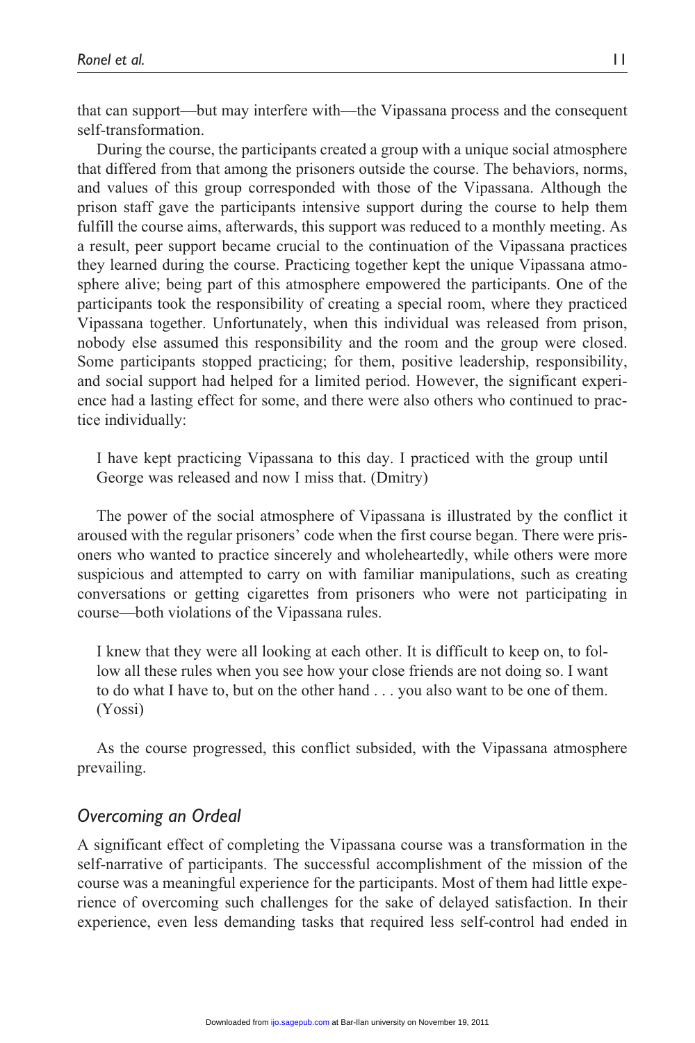that can support—but may interfere with—the Vipassana process and the consequent self-transformation.

During the course, the participants created a group with a unique social atmosphere that differed from that among the prisoners outside the course. The behaviors, norms, and values of this group corresponded with those of the Vipassana. Although the prison staff gave the participants intensive support during the course to help them fulfill the course aims, afterwards, this support was reduced to a monthly meeting. As a result, peer support became crucial to the continuation of the Vipassana practices they learned during the course. Practicing together kept the unique Vipassana atmosphere alive; being part of this atmosphere empowered the participants. One of the participants took the responsibility of creating a special room, where they practiced Vipassana together. Unfortunately, when this individual was released from prison, nobody else assumed this responsibility and the room and the group were closed. Some participants stopped practicing; for them, positive leadership, responsibility, and social support had helped for a limited period. However, the significant experience had a lasting effect for some, and there were also others who continued to practice individually:

> I have kept practicing Vipassana to this day. I practiced with the group until George was released and now I miss that. (Dmitry)

The power of the social atmosphere of Vipassana is illustrated by the conflict it aroused with the regular prisoners' code when the first course began. There were prisoners who wanted to practice sincerely and wholeheartedly, while others were more suspicious and attempted to carry on with familiar manipulations, such as creating conversations or getting cigarettes from prisoners who were not participating in course—both violations of the Vipassana rules.

> I knew that they were all looking at each other. It is difficult to keep on, to follow all these rules when you see how your close friends are not doing so. I want to do what I have to, but on the other hand . . . you also want to be one of them. (Yossi)

As the course progressed, this conflict subsided, with the Vipassana atmosphere prevailing.

## *Overcoming an Ordeal*

A significant effect of completing the Vipassana course was a transformation in the self-narrative of participants. The successful accomplishment of the mission of the course was a meaningful experience for the participants. Most of them had little experience of overcoming such challenges for the sake of delayed satisfaction. In their experience, even less demanding tasks that required less self-control had ended in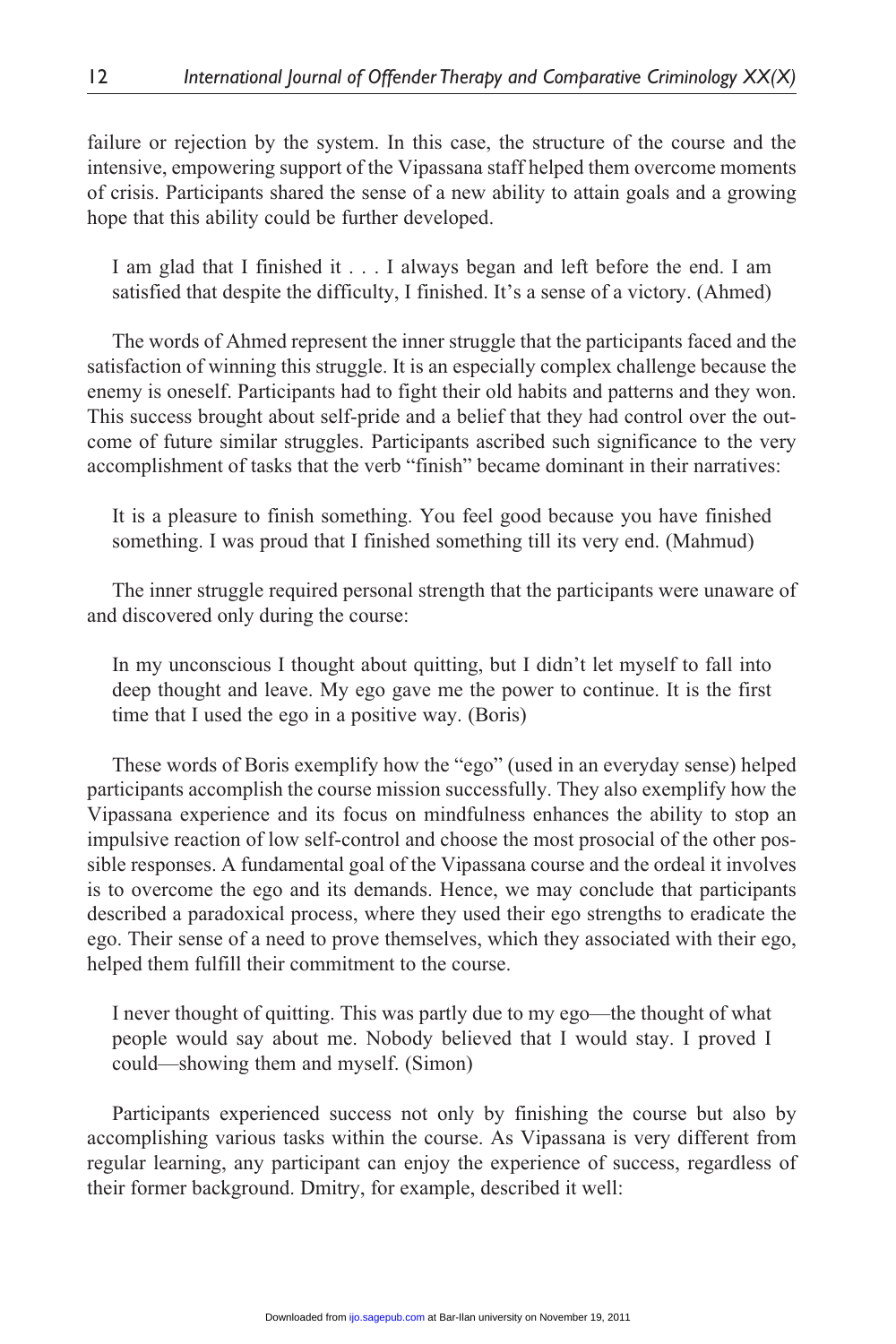failure or rejection by the system. In this case, the structure of the course and the intensive, empowering support of the Vipassana staff helped them overcome moments of crisis. Participants shared the sense of a new ability to attain goals and a growing hope that this ability could be further developed.

> I am glad that I finished it . . . I always began and left before the end. I am satisfied that despite the difficulty, I finished. It's a sense of a victory. (Ahmed)

The words of Ahmed represent the inner struggle that the participants faced and the satisfaction of winning this struggle. It is an especially complex challenge because the enemy is oneself. Participants had to fight their old habits and patterns and they won. This success brought about self-pride and a belief that they had control over the outcome of future similar struggles. Participants ascribed such significance to the very accomplishment of tasks that the verb "finish" became dominant in their narratives:

> It is a pleasure to finish something. You feel good because you have finished something. I was proud that I finished something till its very end. (Mahmud)

The inner struggle required personal strength that the participants were unaware of and discovered only during the course:

> In my unconscious I thought about quitting, but I didn't let myself to fall into deep thought and leave. My ego gave me the power to continue. It is the first time that I used the ego in a positive way. (Boris)

These words of Boris exemplify how the "ego" (used in an everyday sense) helped participants accomplish the course mission successfully. They also exemplify how the Vipassana experience and its focus on mindfulness enhances the ability to stop an impulsive reaction of low self-control and choose the most prosocial of the other possible responses. A fundamental goal of the Vipassana course and the ordeal it involves is to overcome the ego and its demands. Hence, we may conclude that participants described a paradoxical process, where they used their ego strengths to eradicate the ego. Their sense of a need to prove themselves, which they associated with their ego, helped them fulfill their commitment to the course.

> I never thought of quitting. This was partly due to my ego—the thought of what people would say about me. Nobody believed that I would stay. I proved I could—showing them and myself. (Simon)

Participants experienced success not only by finishing the course but also by accomplishing various tasks within the course. As Vipassana is very different from regular learning, any participant can enjoy the experience of success, regardless of their former background. Dmitry, for example, described it well: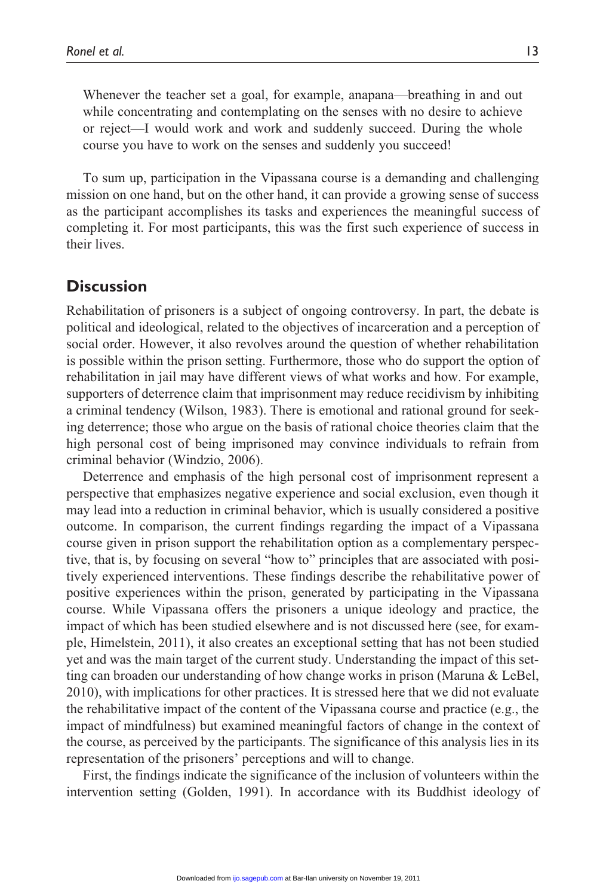> Whenever the teacher set a goal, for example, anapana—breathing in and out while concentrating and contemplating on the senses with no desire to achieve or reject—I would work and work and suddenly succeed. During the whole course you have to work on the senses and suddenly you succeed!

To sum up, participation in the Vipassana course is a demanding and challenging mission on one hand, but on the other hand, it can provide a growing sense of success as the participant accomplishes its tasks and experiences the meaningful success of completing it. For most participants, this was the first such experience of success in their lives.

## Discussion

Rehabilitation of prisoners is a subject of ongoing controversy. In part, the debate is political and ideological, related to the objectives of incarceration and a perception of social order. However, it also revolves around the question of whether rehabilitation is possible within the prison setting. Furthermore, those who do support the option of rehabilitation in jail may have different views of what works and how. For example, supporters of deterrence claim that imprisonment may reduce recidivism by inhibiting a criminal tendency (Wilson, 1983). There is emotional and rational ground for seeking deterrence; those who argue on the basis of rational choice theories claim that the high personal cost of being imprisoned may convince individuals to refrain from criminal behavior (Windzio, 2006).

Deterrence and emphasis of the high personal cost of imprisonment represent a perspective that emphasizes negative experience and social exclusion, even though it may lead into a reduction in criminal behavior, which is usually considered a positive outcome. In comparison, the current findings regarding the impact of a Vipassana course given in prison support the rehabilitation option as a complementary perspective, that is, by focusing on several "how to" principles that are associated with positively experienced interventions. These findings describe the rehabilitative power of positive experiences within the prison, generated by participating in the Vipassana course. While Vipassana offers the prisoners a unique ideology and practice, the impact of which has been studied elsewhere and is not discussed here (see, for example, Himelstein, 2011), it also creates an exceptional setting that has not been studied yet and was the main target of the current study. Understanding the impact of this setting can broaden our understanding of how change works in prison (Maruna & LeBel, 2010), with implications for other practices. It is stressed here that we did not evaluate the rehabilitative impact of the content of the Vipassana course and practice (e.g., the impact of mindfulness) but examined meaningful factors of change in the context of the course, as perceived by the participants. The significance of this analysis lies in its representation of the prisoners' perceptions and will to change.

First, the findings indicate the significance of the inclusion of volunteers within the intervention setting (Golden, 1991). In accordance with its Buddhist ideology of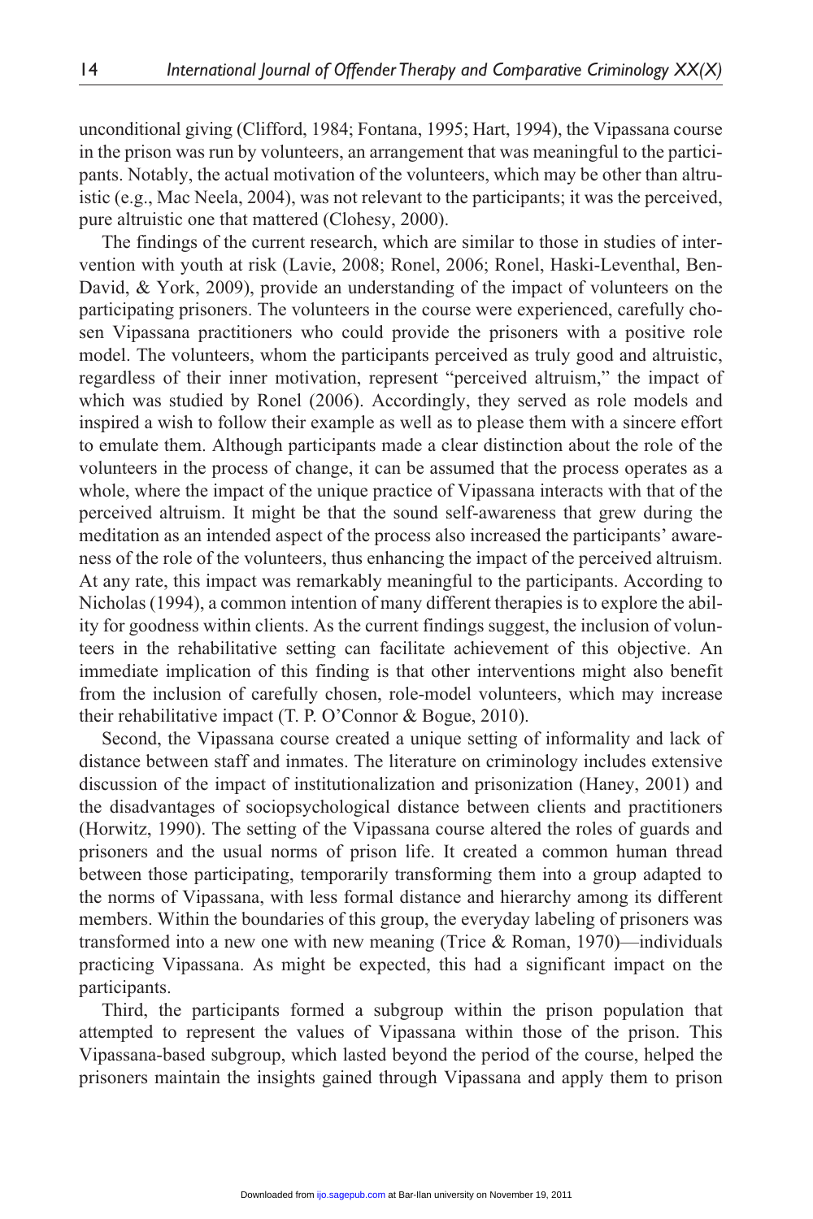unconditional giving (Clifford, 1984; Fontana, 1995; Hart, 1994), the Vipassana course in the prison was run by volunteers, an arrangement that was meaningful to the participants. Notably, the actual motivation of the volunteers, which may be other than altruistic (e.g., Mac Neela, 2004), was not relevant to the participants; it was the perceived, pure altruistic one that mattered (Clohesy, 2000).

The findings of the current research, which are similar to those in studies of intervention with youth at risk (Lavie, 2008; Ronel, 2006; Ronel, Haski-Leventhal, Ben-David, & York, 2009), provide an understanding of the impact of volunteers on the participating prisoners. The volunteers in the course were experienced, carefully chosen Vipassana practitioners who could provide the prisoners with a positive role model. The volunteers, whom the participants perceived as truly good and altruistic, regardless of their inner motivation, represent "perceived altruism," the impact of which was studied by Ronel (2006). Accordingly, they served as role models and inspired a wish to follow their example as well as to please them with a sincere effort to emulate them. Although participants made a clear distinction about the role of the volunteers in the process of change, it can be assumed that the process operates as a whole, where the impact of the unique practice of Vipassana interacts with that of the perceived altruism. It might be that the sound self-awareness that grew during the meditation as an intended aspect of the process also increased the participants' awareness of the role of the volunteers, thus enhancing the impact of the perceived altruism. At any rate, this impact was remarkably meaningful to the participants. According to Nicholas (1994), a common intention of many different therapies is to explore the ability for goodness within clients. As the current findings suggest, the inclusion of volunteers in the rehabilitative setting can facilitate achievement of this objective. An immediate implication of this finding is that other interventions might also benefit from the inclusion of carefully chosen, role-model volunteers, which may increase their rehabilitative impact (T. P. O'Connor & Bogue, 2010).

Second, the Vipassana course created a unique setting of informality and lack of distance between staff and inmates. The literature on criminology includes extensive discussion of the impact of institutionalization and prisonization (Haney, 2001) and the disadvantages of sociopsychological distance between clients and practitioners (Horwitz, 1990). The setting of the Vipassana course altered the roles of guards and prisoners and the usual norms of prison life. It created a common human thread between those participating, temporarily transforming them into a group adapted to the norms of Vipassana, with less formal distance and hierarchy among its different members. Within the boundaries of this group, the everyday labeling of prisoners was transformed into a new one with new meaning (Trice & Roman, 1970)—individuals practicing Vipassana. As might be expected, this had a significant impact on the participants.

Third, the participants formed a subgroup within the prison population that attempted to represent the values of Vipassana within those of the prison. This Vipassana-based subgroup, which lasted beyond the period of the course, helped the prisoners maintain the insights gained through Vipassana and apply them to prison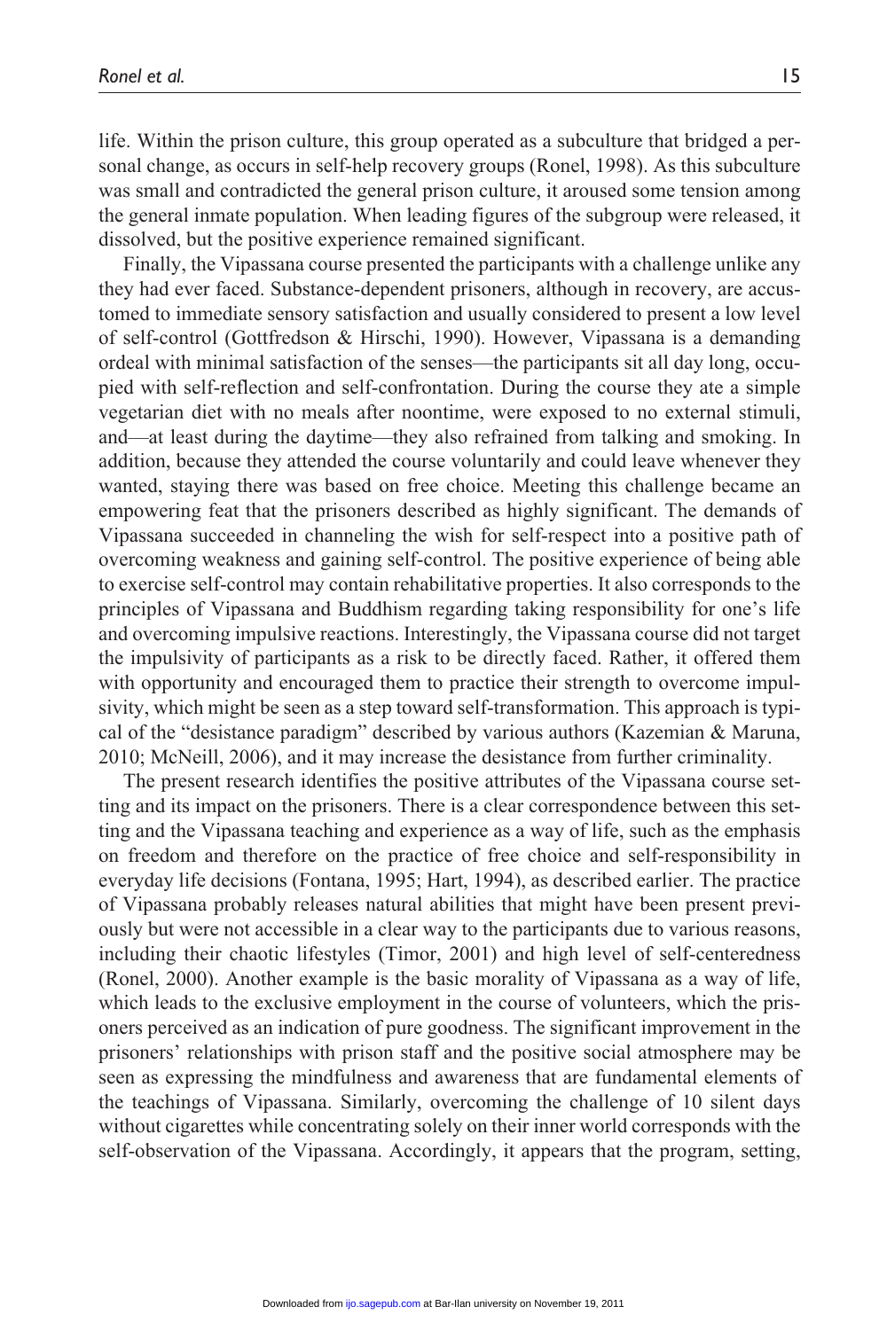life. Within the prison culture, this group operated as a subculture that bridged a personal change, as occurs in self-help recovery groups (Ronel, 1998). As this subculture was small and contradicted the general prison culture, it aroused some tension among the general inmate population. When leading figures of the subgroup were released, it dissolved, but the positive experience remained significant.

Finally, the Vipassana course presented the participants with a challenge unlike any they had ever faced. Substance-dependent prisoners, although in recovery, are accustomed to immediate sensory satisfaction and usually considered to present a low level of self-control (Gottfredson & Hirschi, 1990). However, Vipassana is a demanding ordeal with minimal satisfaction of the senses—the participants sit all day long, occupied with self-reflection and self-confrontation. During the course they ate a simple vegetarian diet with no meals after noontime, were exposed to no external stimuli, and—at least during the daytime—they also refrained from talking and smoking. In addition, because they attended the course voluntarily and could leave whenever they wanted, staying there was based on free choice. Meeting this challenge became an empowering feat that the prisoners described as highly significant. The demands of Vipassana succeeded in channeling the wish for self-respect into a positive path of overcoming weakness and gaining self-control. The positive experience of being able to exercise self-control may contain rehabilitative properties. It also corresponds to the principles of Vipassana and Buddhism regarding taking responsibility for one's life and overcoming impulsive reactions. Interestingly, the Vipassana course did not target the impulsivity of participants as a risk to be directly faced. Rather, it offered them with opportunity and encouraged them to practice their strength to overcome impulsivity, which might be seen as a step toward self-transformation. This approach is typical of the "desistance paradigm" described by various authors (Kazemian & Maruna, 2010; McNeill, 2006), and it may increase the desistance from further criminality.

The present research identifies the positive attributes of the Vipassana course setting and its impact on the prisoners. There is a clear correspondence between this setting and the Vipassana teaching and experience as a way of life, such as the emphasis on freedom and therefore on the practice of free choice and self-responsibility in everyday life decisions (Fontana, 1995; Hart, 1994), as described earlier. The practice of Vipassana probably releases natural abilities that might have been present previously but were not accessible in a clear way to the participants due to various reasons, including their chaotic lifestyles (Timor, 2001) and high level of self-centeredness (Ronel, 2000). Another example is the basic morality of Vipassana as a way of life, which leads to the exclusive employment in the course of volunteers, which the prisoners perceived as an indication of pure goodness. The significant improvement in the prisoners' relationships with prison staff and the positive social atmosphere may be seen as expressing the mindfulness and awareness that are fundamental elements of the teachings of Vipassana. Similarly, overcoming the challenge of 10 silent days without cigarettes while concentrating solely on their inner world corresponds with the self-observation of the Vipassana. Accordingly, it appears that the program, setting,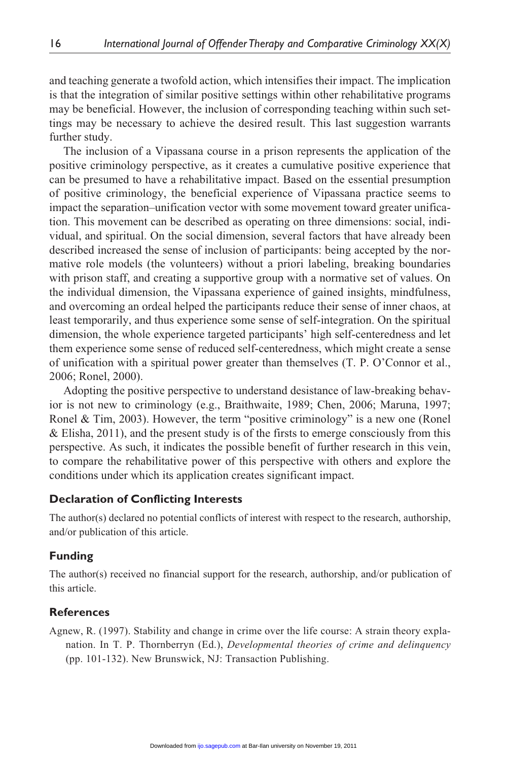and teaching generate a twofold action, which intensifies their impact. The implication is that the integration of similar positive settings within other rehabilitative programs may be beneficial. However, the inclusion of corresponding teaching within such settings may be necessary to achieve the desired result. This last suggestion warrants further study.

The inclusion of a Vipassana course in a prison represents the application of the positive criminology perspective, as it creates a cumulative positive experience that can be presumed to have a rehabilitative impact. Based on the essential presumption of positive criminology, the beneficial experience of Vipassana practice seems to impact the separation–unification vector with some movement toward greater unification. This movement can be described as operating on three dimensions: social, individual, and spiritual. On the social dimension, several factors that have already been described increased the sense of inclusion of participants: being accepted by the normative role models (the volunteers) without a priori labeling, breaking boundaries with prison staff, and creating a supportive group with a normative set of values. On the individual dimension, the Vipassana experience of gained insights, mindfulness, and overcoming an ordeal helped the participants reduce their sense of inner chaos, at least temporarily, and thus experience some sense of self-integration. On the spiritual dimension, the whole experience targeted participants' high self-centeredness and let them experience some sense of reduced self-centeredness, which might create a sense of unification with a spiritual power greater than themselves (T. P. O'Connor et al., 2006; Ronel, 2000).

Adopting the positive perspective to understand desistance of law-breaking behavior is not new to criminology (e.g., Braithwaite, 1989; Chen, 2006; Maruna, 1997; Ronel & Tim, 2003). However, the term "positive criminology" is a new one (Ronel & Elisha, 2011), and the present study is of the firsts to emerge consciously from this perspective. As such, it indicates the possible benefit of further research in this vein, to compare the rehabilitative power of this perspective with others and explore the conditions under which its application creates significant impact.

### Declaration of Conflicting Interests

The author(s) declared no potential conflicts of interest with respect to the research, authorship, and/or publication of this article.

### Funding

The author(s) received no financial support for the research, authorship, and/or publication of this article.

### References

Agnew, R. (1997). Stability and change in crime over the life course: A strain theory explanation. In T. P. Thornberryn (Ed.), *Developmental theories of crime and delinquency* (pp. 101-132). New Brunswick, NJ: Transaction Publishing.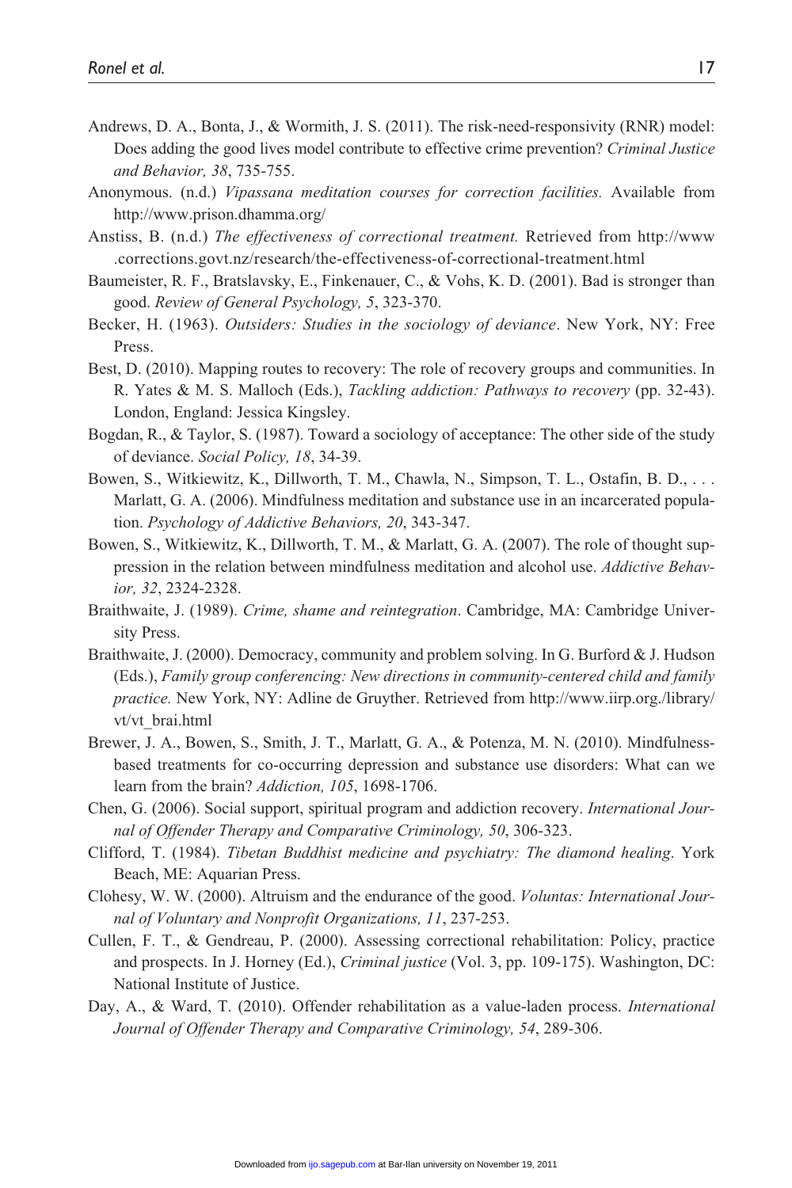Andrews, D. A., Bonta, J., & Wormith, J. S. (2011). The risk-need-responsivity (RNR) model: Does adding the good lives model contribute to effective crime prevention? *Criminal Justice and Behavior, 38*, 735-755.

Anonymous. (n.d.) *Vipassana meditation courses for correction facilities.* Available from http://www.prison.dhamma.org/

Anstiss, B. (n.d.) *The effectiveness of correctional treatment.* Retrieved from http://www.corrections.govt.nz/research/the-effectiveness-of-correctional-treatment.html

Baumeister, R. F., Bratslavsky, E., Finkenauer, C., & Vohs, K. D. (2001). Bad is stronger than good. *Review of General Psychology, 5*, 323-370.

Becker, H. (1963). *Outsiders: Studies in the sociology of deviance*. New York, NY: Free Press.

Best, D. (2010). Mapping routes to recovery: The role of recovery groups and communities. In R. Yates & M. S. Malloch (Eds.), *Tackling addiction: Pathways to recovery* (pp. 32-43). London, England: Jessica Kingsley.

Bogdan, R., & Taylor, S. (1987). Toward a sociology of acceptance: The other side of the study of deviance. *Social Policy, 18*, 34-39.

Bowen, S., Witkiewitz, K., Dillworth, T. M., Chawla, N., Simpson, T. L., Ostafin, B. D., . . . Marlatt, G. A. (2006). Mindfulness meditation and substance use in an incarcerated population. *Psychology of Addictive Behaviors, 20*, 343-347.

Bowen, S., Witkiewitz, K., Dillworth, T. M., & Marlatt, G. A. (2007). The role of thought suppression in the relation between mindfulness meditation and alcohol use. *Addictive Behavior, 32*, 2324-2328.

Braithwaite, J. (1989). *Crime, shame and reintegration*. Cambridge, MA: Cambridge University Press.

Braithwaite, J. (2000). Democracy, community and problem solving. In G. Burford & J. Hudson (Eds.), *Family group conferencing: New directions in community-centered child and family practice.* New York, NY: Adline de Gruyther. Retrieved from http://www.iirp.org./library/vt/vt_brai.html

Brewer, J. A., Bowen, S., Smith, J. T., Marlatt, G. A., & Potenza, M. N. (2010). Mindfulness-based treatments for co-occurring depression and substance use disorders: What can we learn from the brain? *Addiction, 105*, 1698-1706.

Chen, G. (2006). Social support, spiritual program and addiction recovery. *International Journal of Offender Therapy and Comparative Criminology, 50*, 306-323.

Clifford, T. (1984). *Tibetan Buddhist medicine and psychiatry: The diamond healing*. York Beach, ME: Aquarian Press.

Clohesy, W. W. (2000). Altruism and the endurance of the good. *Voluntas: International Journal of Voluntary and Nonprofit Organizations, 11*, 237-253.

Cullen, F. T., & Gendreau, P. (2000). Assessing correctional rehabilitation: Policy, practice and prospects. In J. Horney (Ed.), *Criminal justice* (Vol. 3, pp. 109-175). Washington, DC: National Institute of Justice.

Day, A., & Ward, T. (2010). Offender rehabilitation as a value-laden process. *International Journal of Offender Therapy and Comparative Criminology, 54*, 289-306.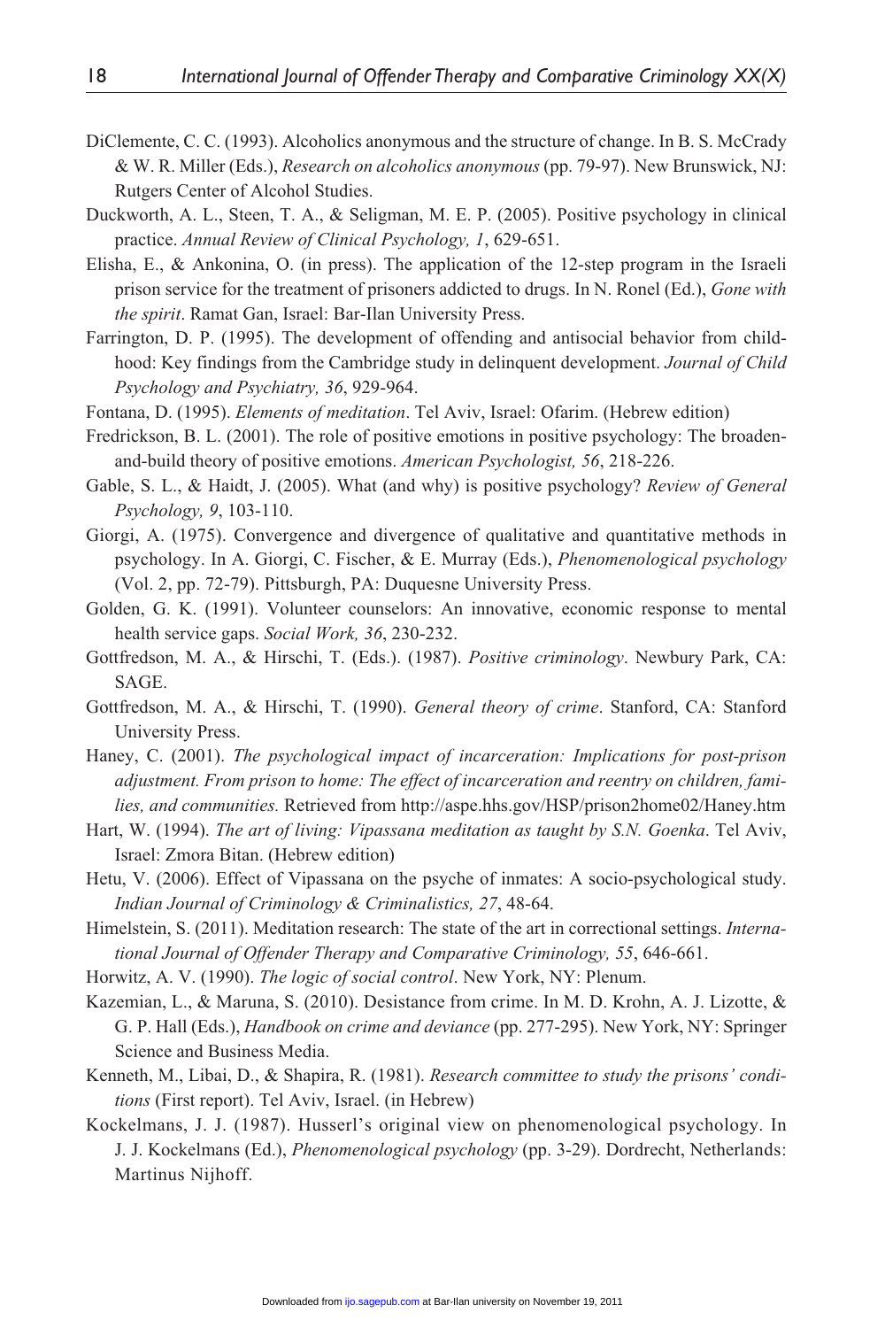DiClemente, C. C. (1993). Alcoholics anonymous and the structure of change. In B. S. McCrady & W. R. Miller (Eds.), *Research on alcoholics anonymous* (pp. 79-97). New Brunswick, NJ: Rutgers Center of Alcohol Studies.

Duckworth, A. L., Steen, T. A., & Seligman, M. E. P. (2005). Positive psychology in clinical practice. *Annual Review of Clinical Psychology, 1*, 629-651.

Elisha, E., & Ankonina, O. (in press). The application of the 12-step program in the Israeli prison service for the treatment of prisoners addicted to drugs. In N. Ronel (Ed.), *Gone with the spirit*. Ramat Gan, Israel: Bar-Ilan University Press.

Farrington, D. P. (1995). The development of offending and antisocial behavior from childhood: Key findings from the Cambridge study in delinquent development. *Journal of Child Psychology and Psychiatry, 36*, 929-964.

Fontana, D. (1995). *Elements of meditation*. Tel Aviv, Israel: Ofarim. (Hebrew edition)

Fredrickson, B. L. (2001). The role of positive emotions in positive psychology: The broaden-and-build theory of positive emotions. *American Psychologist, 56*, 218-226.

Gable, S. L., & Haidt, J. (2005). What (and why) is positive psychology? *Review of General Psychology, 9*, 103-110.

Giorgi, A. (1975). Convergence and divergence of qualitative and quantitative methods in psychology. In A. Giorgi, C. Fischer, & E. Murray (Eds.), *Phenomenological psychology* (Vol. 2, pp. 72-79). Pittsburgh, PA: Duquesne University Press.

Golden, G. K. (1991). Volunteer counselors: An innovative, economic response to mental health service gaps. *Social Work, 36*, 230-232.

Gottfredson, M. A., & Hirschi, T. (Eds.). (1987). *Positive criminology*. Newbury Park, CA: SAGE.

Gottfredson, M. A., & Hirschi, T. (1990). *General theory of crime*. Stanford, CA: Stanford University Press.

Haney, C. (2001). *The psychological impact of incarceration: Implications for post-prison adjustment. From prison to home: The effect of incarceration and reentry on children, families, and communities.* Retrieved from http://aspe.hhs.gov/HSP/prison2home02/Haney.htm

Hart, W. (1994). *The art of living: Vipassana meditation as taught by S.N. Goenka*. Tel Aviv, Israel: Zmora Bitan. (Hebrew edition)

Hetu, V. (2006). Effect of Vipassana on the psyche of inmates: A socio-psychological study. *Indian Journal of Criminology & Criminalistics, 27*, 48-64.

Himelstein, S. (2011). Meditation research: The state of the art in correctional settings. *International Journal of Offender Therapy and Comparative Criminology, 55*, 646-661.

Horwitz, A. V. (1990). *The logic of social control*. New York, NY: Plenum.

Kazemian, L., & Maruna, S. (2010). Desistance from crime. In M. D. Krohn, A. J. Lizotte, & G. P. Hall (Eds.), *Handbook on crime and deviance* (pp. 277-295). New York, NY: Springer Science and Business Media.

Kenneth, M., Libai, D., & Shapira, R. (1981). *Research committee to study the prisons' conditions* (First report). Tel Aviv, Israel. (in Hebrew)

Kockelmans, J. J. (1987). Husserl's original view on phenomenological psychology. In J. J. Kockelmans (Ed.), *Phenomenological psychology* (pp. 3-29). Dordrecht, Netherlands: Martinus Nijhoff.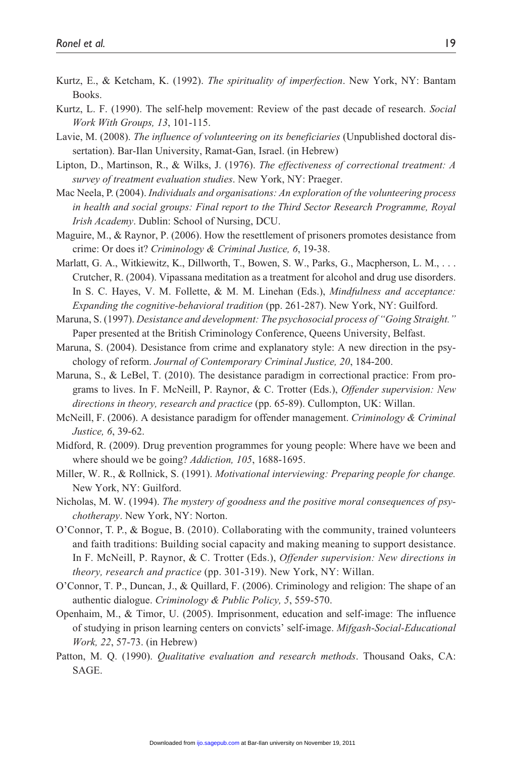Kurtz, E., & Ketcham, K. (1992). *The spirituality of imperfection*. New York, NY: Bantam Books.

Kurtz, L. F. (1990). The self-help movement: Review of the past decade of research. *Social Work With Groups, 13*, 101-115.

Lavie, M. (2008). *The influence of volunteering on its beneficiaries* (Unpublished doctoral dissertation). Bar-Ilan University, Ramat-Gan, Israel. (in Hebrew)

Lipton, D., Martinson, R., & Wilks, J. (1976). *The effectiveness of correctional treatment: A survey of treatment evaluation studies*. New York, NY: Praeger.

Mac Neela, P. (2004). *Individuals and organisations: An exploration of the volunteering process in health and social groups: Final report to the Third Sector Research Programme, Royal Irish Academy*. Dublin: School of Nursing, DCU.

Maguire, M., & Raynor, P. (2006). How the resettlement of prisoners promotes desistance from crime: Or does it? *Criminology & Criminal Justice, 6*, 19-38.

Marlatt, G. A., Witkiewitz, K., Dillworth, T., Bowen, S. W., Parks, G., Macpherson, L. M., . . . Crutcher, R. (2004). Vipassana meditation as a treatment for alcohol and drug use disorders. In S. C. Hayes, V. M. Follette, & M. M. Linehan (Eds.), *Mindfulness and acceptance: Expanding the cognitive-behavioral tradition* (pp. 261-287). New York, NY: Guilford.

Maruna, S. (1997). *Desistance and development: The psychosocial process of "Going Straight."* Paper presented at the British Criminology Conference, Queens University, Belfast.

Maruna, S. (2004). Desistance from crime and explanatory style: A new direction in the psychology of reform. *Journal of Contemporary Criminal Justice, 20*, 184-200.

Maruna, S., & LeBel, T. (2010). The desistance paradigm in correctional practice: From programs to lives. In F. McNeill, P. Raynor, & C. Trotter (Eds.), *Offender supervision: New directions in theory, research and practice* (pp. 65-89). Cullompton, UK: Willan.

McNeill, F. (2006). A desistance paradigm for offender management. *Criminology & Criminal Justice, 6*, 39-62.

Midford, R. (2009). Drug prevention programmes for young people: Where have we been and where should we be going? *Addiction, 105*, 1688-1695.

Miller, W. R., & Rollnick, S. (1991). *Motivational interviewing: Preparing people for change.* New York, NY: Guilford.

Nicholas, M. W. (1994). *The mystery of goodness and the positive moral consequences of psychotherapy*. New York, NY: Norton.

O'Connor, T. P., & Bogue, B. (2010). Collaborating with the community, trained volunteers and faith traditions: Building social capacity and making meaning to support desistance. In F. McNeill, P. Raynor, & C. Trotter (Eds.), *Offender supervision: New directions in theory, research and practice* (pp. 301-319). New York, NY: Willan.

O'Connor, T. P., Duncan, J., & Quillard, F. (2006). Criminology and religion: The shape of an authentic dialogue. *Criminology & Public Policy, 5*, 559-570.

Openhaim, M., & Timor, U. (2005). Imprisonment, education and self-image: The influence of studying in prison learning centers on convicts' self-image. *Mifgash-Social-Educational Work, 22*, 57-73. (in Hebrew)

Patton, M. Q. (1990). *Qualitative evaluation and research methods*. Thousand Oaks, CA: SAGE.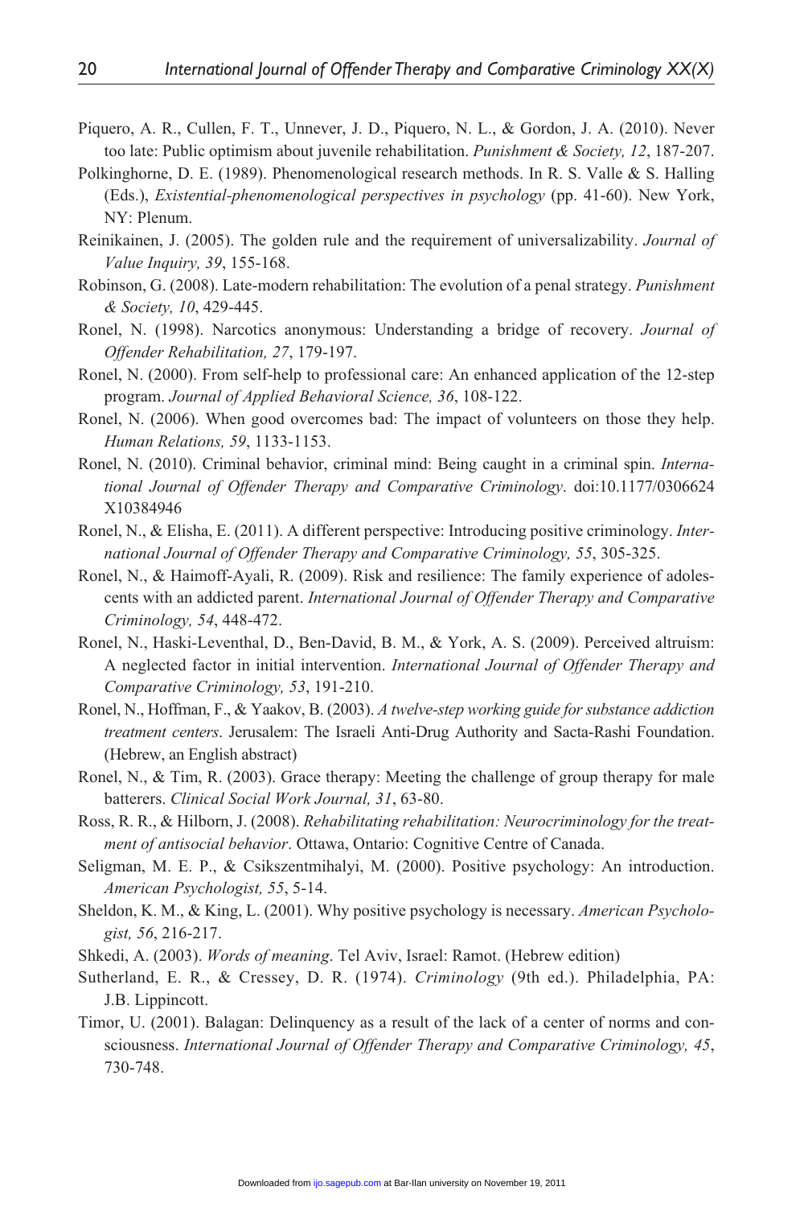Piquero, A. R., Cullen, F. T., Unnever, J. D., Piquero, N. L., & Gordon, J. A. (2010). Never too late: Public optimism about juvenile rehabilitation. *Punishment & Society, 12*, 187-207.

Polkinghorne, D. E. (1989). Phenomenological research methods. In R. S. Valle & S. Halling (Eds.), *Existential-phenomenological perspectives in psychology* (pp. 41-60). New York, NY: Plenum.

Reinikainen, J. (2005). The golden rule and the requirement of universalizability. *Journal of Value Inquiry, 39*, 155-168.

Robinson, G. (2008). Late-modern rehabilitation: The evolution of a penal strategy. *Punishment & Society, 10*, 429-445.

Ronel, N. (1998). Narcotics anonymous: Understanding a bridge of recovery. *Journal of Offender Rehabilitation, 27*, 179-197.

Ronel, N. (2000). From self-help to professional care: An enhanced application of the 12-step program. *Journal of Applied Behavioral Science, 36*, 108-122.

Ronel, N. (2006). When good overcomes bad: The impact of volunteers on those they help. *Human Relations, 59*, 1133-1153.

Ronel, N. (2010). Criminal behavior, criminal mind: Being caught in a criminal spin. *International Journal of Offender Therapy and Comparative Criminology*. doi:10.1177/0306624X10384946

Ronel, N., & Elisha, E. (2011). A different perspective: Introducing positive criminology. *International Journal of Offender Therapy and Comparative Criminology, 55*, 305-325.

Ronel, N., & Haimoff-Ayali, R. (2009). Risk and resilience: The family experience of adolescents with an addicted parent. *International Journal of Offender Therapy and Comparative Criminology, 54*, 448-472.

Ronel, N., Haski-Leventhal, D., Ben-David, B. M., & York, A. S. (2009). Perceived altruism: A neglected factor in initial intervention. *International Journal of Offender Therapy and Comparative Criminology, 53*, 191-210.

Ronel, N., Hoffman, F., & Yaakov, B. (2003). *A twelve-step working guide for substance addiction treatment centers*. Jerusalem: The Israeli Anti-Drug Authority and Sacta-Rashi Foundation. (Hebrew, an English abstract)

Ronel, N., & Tim, R. (2003). Grace therapy: Meeting the challenge of group therapy for male batterers. *Clinical Social Work Journal, 31*, 63-80.

Ross, R. R., & Hilborn, J. (2008). *Rehabilitating rehabilitation: Neurocriminology for the treatment of antisocial behavior*. Ottawa, Ontario: Cognitive Centre of Canada.

Seligman, M. E. P., & Csikszentmihalyi, M. (2000). Positive psychology: An introduction. *American Psychologist, 55*, 5-14.

Sheldon, K. M., & King, L. (2001). Why positive psychology is necessary. *American Psychologist, 56*, 216-217.

Shkedi, A. (2003). *Words of meaning*. Tel Aviv, Israel: Ramot. (Hebrew edition)

Sutherland, E. R., & Cressey, D. R. (1974). *Criminology* (9th ed.). Philadelphia, PA: J.B. Lippincott.

Timor, U. (2001). Balagan: Delinquency as a result of the lack of a center of norms and consciousness. *International Journal of Offender Therapy and Comparative Criminology, 45*, 730-748.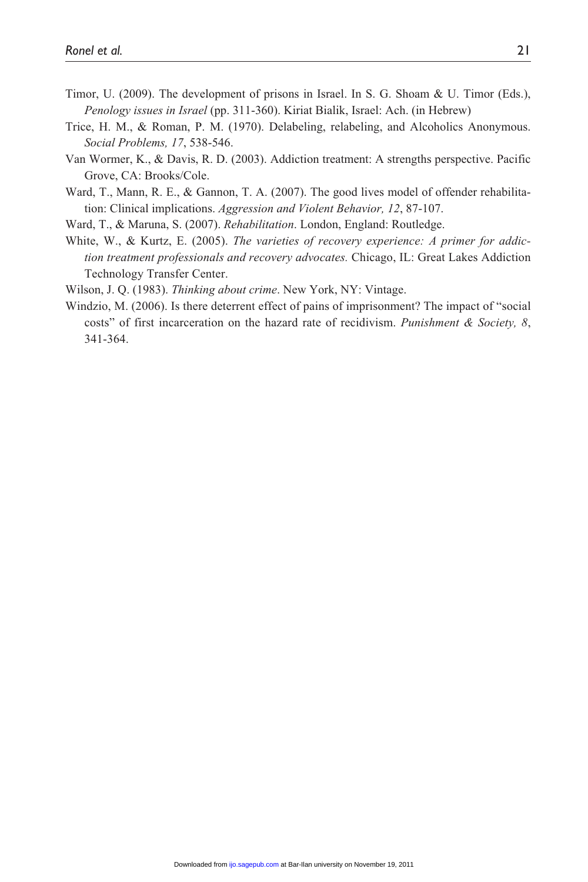Timor, U. (2009). The development of prisons in Israel. In S. G. Shoam & U. Timor (Eds.), *Penology issues in Israel* (pp. 311-360). Kiriat Bialik, Israel: Ach. (in Hebrew)

Trice, H. M., & Roman, P. M. (1970). Delabeling, relabeling, and Alcoholics Anonymous. *Social Problems, 17*, 538-546.

Van Wormer, K., & Davis, R. D. (2003). Addiction treatment: A strengths perspective. Pacific Grove, CA: Brooks/Cole.

Ward, T., Mann, R. E., & Gannon, T. A. (2007). The good lives model of offender rehabilitation: Clinical implications. *Aggression and Violent Behavior, 12*, 87-107.

Ward, T., & Maruna, S. (2007). *Rehabilitation*. London, England: Routledge.

White, W., & Kurtz, E. (2005). *The varieties of recovery experience: A primer for addiction treatment professionals and recovery advocates.* Chicago, IL: Great Lakes Addiction Technology Transfer Center.

Wilson, J. Q. (1983). *Thinking about crime*. New York, NY: Vintage.

Windzio, M. (2006). Is there deterrent effect of pains of imprisonment? The impact of "social costs" of first incarceration on the hazard rate of recidivism. *Punishment & Society, 8*, 341-364.